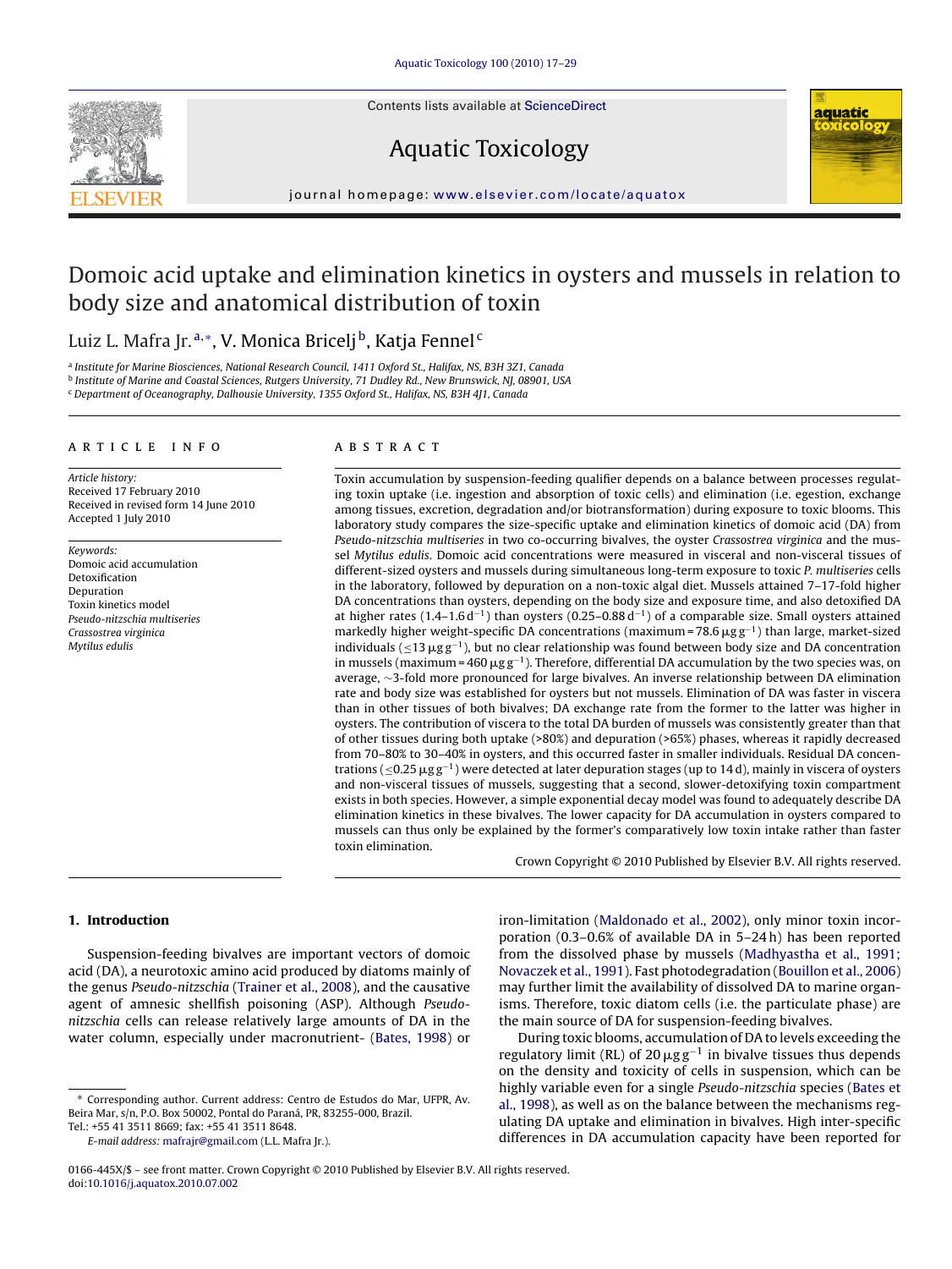# Domoic acid uptake and elimination kinetics in oysters and mussels in relation to body size and anatomical distribution of toxin

Luiz L. Mafra Jr.[a,*], V. Monica Bricelj[b], Katja Fennel[c]

[a] Institute for Marine Biosciences, National Research Council, 1411 Oxford St., Halifax, NS, B3H 3Z1, Canada
[b] Institute of Marine and Coastal Sciences, Rutgers University, 71 Dudley Rd., New Brunswick, NJ, 08901, USA
[c] Department of Oceanography, Dalhousie University, 1355 Oxford St., Halifax, NS, B3H 4J1, Canada

**ARTICLE INFO**

*Article history:*
Received 17 February 2010
Received in revised form 14 June 2010
Accepted 1 July 2010

*Keywords:*
Domoic acid accumulation
Detoxification
Depuration
Toxin kinetics model
*Pseudo-nitzschia multiseries*
*Crassostrea virginica*
*Mytilus edulis*

**ABSTRACT**

Toxin accumulation by suspension-feeding qualifier depends on a balance between processes regulating toxin uptake (i.e. ingestion and absorption of toxic cells) and elimination (i.e. egestion, exchange among tissues, excretion, degradation and/or biotransformation) during exposure to toxic blooms. This laboratory study compares the size-specific uptake and elimination kinetics of domoic acid (DA) from *Pseudo-nitzschia multiseries* in two co-occurring bivalves, the oyster *Crassostrea virginica* and the mussel *Mytilus edulis*. Domoic acid concentrations were measured in visceral and non-visceral tissues of different-sized oysters and mussels during simultaneous long-term exposure to toxic *P. multiseries* cells in the laboratory, followed by depuration on a non-toxic algal diet. Mussels attained 7–17-fold higher DA concentrations than oysters, depending on the body size and exposure time, and also detoxified DA at higher rates (1.4–1.6 $d^{-1}$) than oysters (0.25–0.88 $d^{-1}$) of a comparable size. Small oysters attained markedly higher weight-specific DA concentrations (maximum = 78.6 $\mu g\,g^{-1}$) than large, market-sized individuals ($\leq$13 $\mu g\,g^{-1}$), but no clear relationship was found between body size and DA concentration in mussels (maximum = 460 $\mu g\,g^{-1}$). Therefore, differential DA accumulation by the two species was, on average, ~3-fold more pronounced for large bivalves. An inverse relationship between DA elimination rate and body size was established for oysters but not mussels. Elimination of DA was faster in viscera than in other tissues of both bivalves; DA exchange rate from the former to the latter was higher in oysters. The contribution of viscera to the total DA burden of mussels was consistently greater than that of other tissues during both uptake (>80%) and depuration (>65%) phases, whereas it rapidly decreased from 70–80% to 30–40% in oysters, and this occurred faster in smaller individuals. Residual DA concentrations ($\leq$0.25 $\mu g\,g^{-1}$) were detected at later depuration stages (up to 14 d), mainly in viscera of oysters and non-visceral tissues of mussels, suggesting that a second, slower-detoxifying toxin compartment exists in both species. However, a simple exponential decay model was found to adequately describe DA elimination kinetics in these bivalves. The lower capacity for DA accumulation in oysters compared to mussels can thus only be explained by the former's comparatively low toxin intake rather than faster toxin elimination.

Crown Copyright © 2010 Published by Elsevier B.V. All rights reserved.

## 1. Introduction

Suspension-feeding bivalves are important vectors of domoic acid (DA), a neurotoxic amino acid produced by diatoms mainly of the genus *Pseudo-nitzschia* (Trainer et al., 2008), and the causative agent of amnesic shellfish poisoning (ASP). Although *Pseudo-nitzschia* cells can release relatively large amounts of DA in the water column, especially under macronutrient- (Bates, 1998) or iron-limitation (Maldonado et al., 2002), only minor toxin incorporation (0.3–0.6% of available DA in 5–24 h) has been reported from the dissolved phase by mussels (Madhyastha et al., 1991; Novaczek et al., 1991). Fast photodegradation (Bouillon et al., 2006) may further limit the availability of dissolved DA to marine organisms. Therefore, toxic diatom cells (i.e. the particulate phase) are the main source of DA for suspension-feeding bivalves.

During toxic blooms, accumulation of DA to levels exceeding the regulatory limit (RL) of 20 $\mu g\,g^{-1}$ in bivalve tissues thus depends on the density and toxicity of cells in suspension, which can be highly variable even for a single *Pseudo-nitzschia* species (Bates et al., 1998), as well as on the balance between the mechanisms regulating DA uptake and elimination in bivalves. High inter-specific differences in DA accumulation capacity have been reported for

\* Corresponding author. Current address: Centro de Estudos do Mar, UFPR, Av. Beira Mar, s/n, P.O. Box 50002, Pontal do Paraná, PR, 83255-000, Brazil. Tel.: +55 41 3511 8669; fax: +55 41 3511 8648.
*E-mail address:* mafrajr@gmail.com (L.L. Mafra Jr.).

0166-445X/$ – see front matter. Crown Copyright © 2010 Published by Elsevier B.V. All rights reserved.
doi:10.1016/j.aquatox.2010.07.002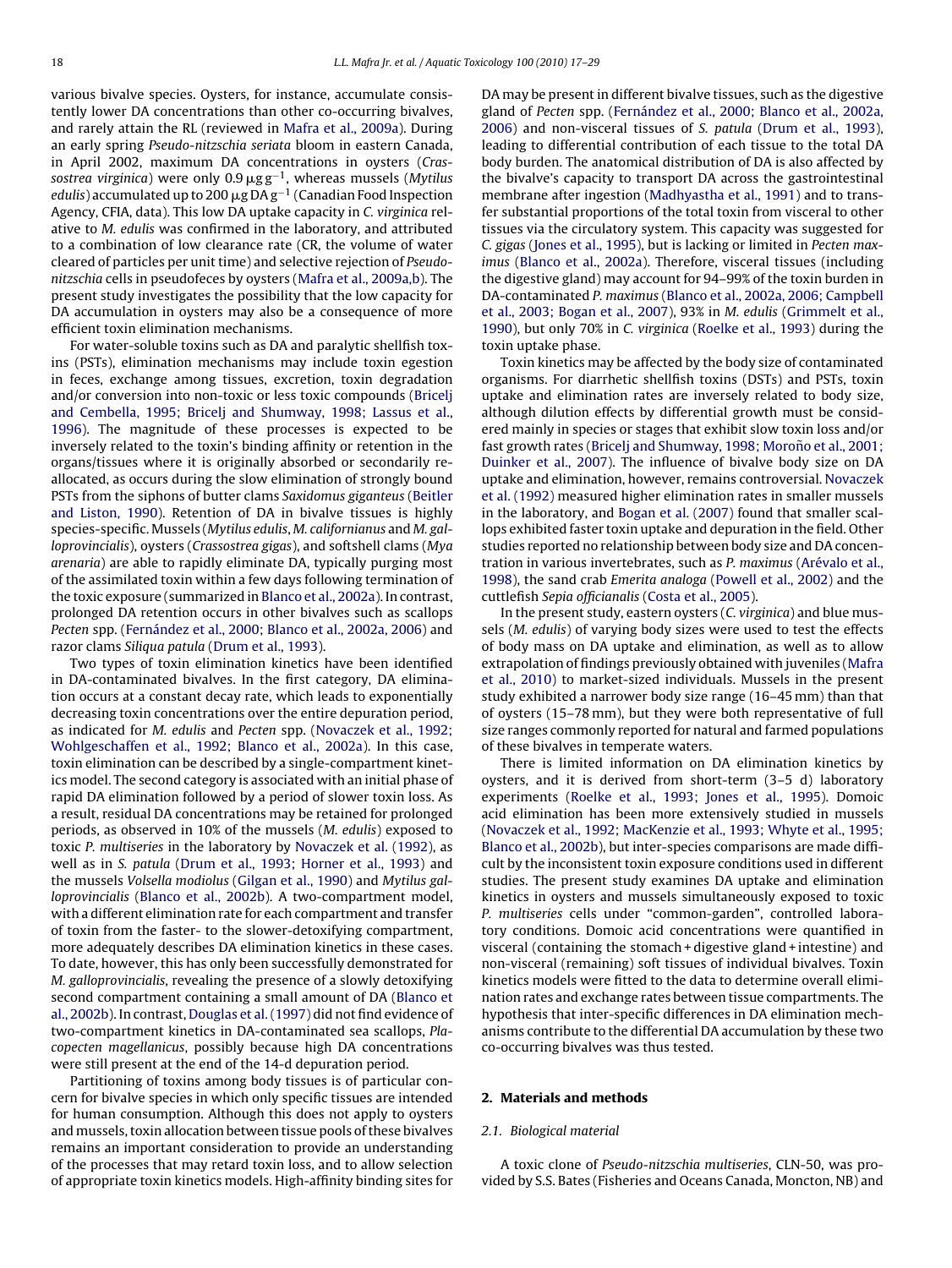various bivalve species. Oysters, for instance, accumulate consistently lower DA concentrations than other co-occurring bivalves, and rarely attain the RL (reviewed in Mafra et al., 2009a). During an early spring *Pseudo-nitzschia seriata* bloom in eastern Canada, in April 2002, maximum DA concentrations in oysters (*Crassostrea virginica*) were only 0.9 $\mu g\,g^{-1}$, whereas mussels (*Mytilus edulis*) accumulated up to 200 $\mu g$ DA $g^{-1}$ (Canadian Food Inspection Agency, CFIA, data). This low DA uptake capacity in *C. virginica* relative to *M. edulis* was confirmed in the laboratory, and attributed to a combination of low clearance rate (CR, the volume of water cleared of particles per unit time) and selective rejection of *Pseudo-nitzschia* cells in pseudofeces by oysters (Mafra et al., 2009a,b). The present study investigates the possibility that the low capacity for DA accumulation in oysters may also be a consequence of more efficient toxin elimination mechanisms.

For water-soluble toxins such as DA and paralytic shellfish toxins (PSTs), elimination mechanisms may include toxin egestion in feces, exchange among tissues, excretion, toxin degradation and/or conversion into non-toxic or less toxic compounds (Bricelj and Cembella, 1995; Bricelj and Shumway, 1998; Lassus et al., 1996). The magnitude of these processes is expected to be inversely related to the toxin's binding affinity or retention in the organs/tissues where it is originally absorbed or secondarily re-allocated, as occurs during the slow elimination of strongly bound PSTs from the siphons of butter clams *Saxidomus giganteus* (Beitler and Liston, 1990). Retention of DA in bivalve tissues is highly species-specific. Mussels (*Mytilus edulis*, *M. californianus* and *M. galloprovincialis*), oysters (*Crassostrea gigas*), and softshell clams (*Mya arenaria*) are able to rapidly eliminate DA, typically purging most of the assimilated toxin within a few days following termination of the toxic exposure (summarized in Blanco et al., 2002a). In contrast, prolonged DA retention occurs in other bivalves such as scallops *Pecten* spp. (Fernández et al., 2000; Blanco et al., 2002a, 2006) and razor clams *Siliqua patula* (Drum et al., 1993).

Two types of toxin elimination kinetics have been identified in DA-contaminated bivalves. In the first category, DA elimination occurs at a constant decay rate, which leads to exponentially decreasing toxin concentrations over the entire depuration period, as indicated for *M. edulis* and *Pecten* spp. (Novaczek et al., 1992; Wohlgeschaffen et al., 1992; Blanco et al., 2002a). In this case, toxin elimination can be described by a single-compartment kinetics model. The second category is associated with an initial phase of rapid DA elimination followed by a period of slower toxin loss. As a result, residual DA concentrations may be retained for prolonged periods, as observed in 10% of the mussels (*M. edulis*) exposed to toxic *P. multiseries* in the laboratory by Novaczek et al. (1992), as well as in *S. patula* (Drum et al., 1993; Horner et al., 1993) and the mussels *Volsella modiolus* (Gilgan et al., 1990) and *Mytilus galloprovincialis* (Blanco et al., 2002b). A two-compartment model, with a different elimination rate for each compartment and transfer of toxin from the faster- to the slower-detoxifying compartment, more adequately describes DA elimination kinetics in these cases. To date, however, this has only been successfully demonstrated for *M. galloprovincialis*, revealing the presence of a slowly detoxifying second compartment containing a small amount of DA (Blanco et al., 2002b). In contrast, Douglas et al. (1997) did not find evidence of two-compartment kinetics in DA-contaminated sea scallops, *Placopecten magellanicus*, possibly because high DA concentrations were still present at the end of the 14-d depuration period.

Partitioning of toxins among body tissues is of particular concern for bivalve species in which only specific tissues are intended for human consumption. Although this does not apply to oysters and mussels, toxin allocation between tissue pools of these bivalves remains an important consideration to provide an understanding of the processes that may retard toxin loss, and to allow selection of appropriate toxin kinetics models. High-affinity binding sites for DA may be present in different bivalve tissues, such as the digestive gland of *Pecten* spp. (Fernández et al., 2000; Blanco et al., 2002a, 2006) and non-visceral tissues of *S. patula* (Drum et al., 1993), leading to differential contribution of each tissue to the total DA body burden. The anatomical distribution of DA is also affected by the bivalve's capacity to transport DA across the gastrointestinal membrane after ingestion (Madhyastha et al., 1991) and to transfer substantial proportions of the total toxin from visceral to other tissues via the circulatory system. This capacity was suggested for *C. gigas* (Jones et al., 1995), but is lacking or limited in *Pecten maximus* (Blanco et al., 2002a). Therefore, visceral tissues (including the digestive gland) may account for 94–99% of the toxin burden in DA-contaminated *P. maximus* (Blanco et al., 2002a, 2006; Campbell et al., 2003; Bogan et al., 2007), 93% in *M. edulis* (Grimmelt et al., 1990), but only 70% in *C. virginica* (Roelke et al., 1993) during the toxin uptake phase.

Toxin kinetics may be affected by the body size of contaminated organisms. For diarrhetic shellfish toxins (DSTs) and PSTs, toxin uptake and elimination rates are inversely related to body size, although dilution effects by differential growth must be considered mainly in species or stages that exhibit slow toxin loss and/or fast growth rates (Bricelj and Shumway, 1998; Moroño et al., 2001; Duinker et al., 2007). The influence of bivalve body size on DA uptake and elimination, however, remains controversial. Novaczek et al. (1992) measured higher elimination rates in smaller mussels in the laboratory, and Bogan et al. (2007) found that smaller scallops exhibited faster toxin uptake and depuration in the field. Other studies reported no relationship between body size and DA concentration in various invertebrates, such as *P. maximus* (Arévalo et al., 1998), the sand crab *Emerita analoga* (Powell et al., 2002) and the cuttlefish *Sepia officianalis* (Costa et al., 2005).

In the present study, eastern oysters (*C. virginica*) and blue mussels (*M. edulis*) of varying body sizes were used to test the effects of body mass on DA uptake and elimination, as well as to allow extrapolation of findings previously obtained with juveniles (Mafra et al., 2010) to market-sized individuals. Mussels in the present study exhibited a narrower body size range (16–45 mm) than that of oysters (15–78 mm), but they were both representative of full size ranges commonly reported for natural and farmed populations of these bivalves in temperate waters.

There is limited information on DA elimination kinetics by oysters, and it is derived from short-term (3–5 d) laboratory experiments (Roelke et al., 1993; Jones et al., 1995). Domoic acid elimination has been more extensively studied in mussels (Novaczek et al., 1992; MacKenzie et al., 1993; Whyte et al., 1995; Blanco et al., 2002b), but inter-species comparisons are made difficult by the inconsistent toxin exposure conditions used in different studies. The present study examines DA uptake and elimination kinetics in oysters and mussels simultaneously exposed to toxic *P. multiseries* cells under "common-garden", controlled laboratory conditions. Domoic acid concentrations were quantified in visceral (containing the stomach + digestive gland + intestine) and non-visceral (remaining) soft tissues of individual bivalves. Toxin kinetics models were fitted to the data to determine overall elimination rates and exchange rates between tissue compartments. The hypothesis that inter-specific differences in DA elimination mechanisms contribute to the differential DA accumulation by these two co-occurring bivalves was thus tested.

## 2. Materials and methods

### 2.1. Biological material

A toxic clone of *Pseudo-nitzschia multiseries*, CLN-50, was provided by S.S. Bates (Fisheries and Oceans Canada, Moncton, NB) and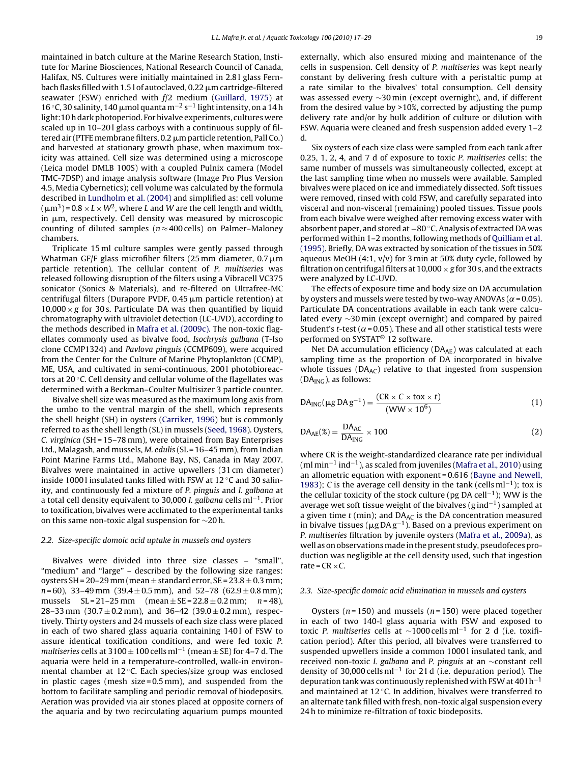maintained in batch culture at the Marine Research Station, Institute for Marine Biosciences, National Research Council of Canada, Halifax, NS. Cultures were initially maintained in 2.8 l glass Fernbach flasks filled with 1.5 l of autoclaved, 0.22 μm cartridge-filtered seawater (FSW) enriched with f/2 medium (Guillard, 1975) at 16 °C, 30 salinity, 140 μmol quanta $m^{-2} s^{-1}$ light intensity, on a 14 h light:10 h dark photoperiod. For bivalve experiments, cultures were scaled up in 10–20 l glass carboys with a continuous supply of filtered air (PTFE membrane filters, 0.2 μm particle retention, Pall Co.) and harvested at stationary growth phase, when maximum toxicity was attained. Cell size was determined using a microscope (Leica model DMLB 100S) with a coupled Pulnix camera (Model TMC-7DSP) and image analysis software (Image Pro Plus Version 4.5, Media Cybernetics); cell volume was calculated by the formula described in Lundholm et al. (2004) and simplified as: cell volume ($\mu m^3$) = $0.8 \times L \times W^2$, where $L$ and $W$ are the cell length and width, in μm, respectively. Cell density was measured by microscopic counting of diluted samples ($n \approx 400$ cells) on Palmer–Maloney chambers.

Triplicate 15 ml culture samples were gently passed through Whatman GF/F glass microfiber filters (25 mm diameter, 0.7 μm particle retention). The cellular content of *P. multiseries* was released following disruption of the filters using a Vibracell VC375 sonicator (Sonics & Materials), and re-filtered on Ultrafree-MC centrifugal filters (Durapore PVDF, 0.45 μm particle retention) at 10,000 × g for 30 s. Particulate DA was then quantified by liquid chromatography with ultraviolet detection (LC-UVD), according to the methods described in Mafra et al. (2009c). The non-toxic flagellates commonly used as bivalve food, *Isochrysis galbana* (T-Iso clone CCMP1324) and *Pavlova pinguis* (CCMP609), were acquired from the Center for the Culture of Marine Phytoplankton (CCMP), ME, USA, and cultivated in semi-continuous, 200 l photobioreactors at 20 °C. Cell density and cellular volume of the flagellates was determined with a Beckman–Coulter Multisizer 3 particle counter.

Bivalve shell size was measured as the maximum long axis from the umbo to the ventral margin of the shell, which represents the shell height (SH) in oysters (Carriker, 1996) but is commonly referred to as the shell length (SL) in mussels (Seed, 1968). Oysters, *C. virginica* (SH = 15–78 mm), were obtained from Bay Enterprises Ltd., Malagash, and mussels, *M. edulis* (SL = 16–45 mm), from Indian Point Marine Farms Ltd., Mahone Bay, NS, Canada in May 2007. Bivalves were maintained in active upwellers (31 cm diameter) inside 1000 l insulated tanks filled with FSW at 12 °C and 30 salinity, and continuously fed a mixture of *P. pinguis* and *I. galbana* at a total cell density equivalent to 30,000 *I. galbana* cells $ml^{-1}$. Prior to toxification, bivalves were acclimated to the experimental tanks on this same non-toxic algal suspension for ~20 h.

### 2.2. Size-specific domoic acid uptake in mussels and oysters

Bivalves were divided into three size classes – "small", "medium" and "large" – described by the following size ranges: oysters SH = 20–29 mm (mean ± standard error, SE = 23.8 ± 0.3 mm; $n$ = 60), 33–49 mm (39.4 ± 0.5 mm), and 52–78 (62.9 ± 0.8 mm); mussels SL = 21–25 mm (mean ± SE = 22.8 ± 0.2 mm; $n$ = 48), 28–33 mm (30.7 ± 0.2 mm), and 36–42 (39.0 ± 0.2 mm), respectively. Thirty oysters and 24 mussels of each size class were placed in each of two shared glass aquaria containing 140 l of FSW to assure identical toxification conditions, and were fed toxic *P. multiseries* cells at 3100 ± 100 cells $ml^{-1}$ (mean ± SE) for 4–7 d. The aquaria were held in a temperature-controlled, walk-in environmental chamber at 12 °C. Each species/size group was enclosed in plastic cages (mesh size = 0.5 mm), and suspended from the bottom to facilitate sampling and periodic removal of biodeposits. Aeration was provided via air stones placed at opposite corners of the aquaria and by two recirculating aquarium pumps mounted externally, which also ensured mixing and maintenance of the cells in suspension. Cell density of *P. multiseries* was kept nearly constant by delivering fresh culture with a peristaltic pump at a rate similar to the bivalves' total consumption. Cell density was assessed every ~30 min (except overnight), and, if different from the desired value by >10%, corrected by adjusting the pump delivery rate and/or by bulk addition of culture or dilution with FSW. Aquaria were cleaned and fresh suspension added every 1–2 d.

Six oysters of each size class were sampled from each tank after 0.25, 1, 2, 4, and 7 d of exposure to toxic *P. multiseries* cells; the same number of mussels was simultaneously collected, except at the last sampling time when no mussels were available. Sampled bivalves were placed on ice and immediately dissected. Soft tissues were removed, rinsed with cold FSW, and carefully separated into visceral and non-visceral (remaining) pooled tissues. Tissue pools from each bivalve were weighed after removing excess water with absorbent paper, and stored at −80 °C. Analysis of extracted DA was performed within 1–2 months, following methods of Quilliam et al. (1995). Briefly, DA was extracted by sonication of the tissues in 50% aqueous MeOH (4:1, v/v) for 3 min at 50% duty cycle, followed by filtration on centrifugal filters at 10,000 × g for 30 s, and the extracts were analyzed by LC-UVD.

The effects of exposure time and body size on DA accumulation by oysters and mussels were tested by two-way ANOVAs ($\alpha$ = 0.05). Particulate DA concentrations available in each tank were calculated every ~30 min (except overnight) and compared by paired Student's $t$-test ($\alpha$ = 0.05). These and all other statistical tests were performed on SYSTAT® 12 software.

Net DA accumulation efficiency ($DA_{AE}$) was calculated at each sampling time as the proportion of DA incorporated in bivalve whole tissues ($DA_{AC}$) relative to that ingested from suspension ($DA_{ING}$), as follows:

$$DA_{ING}(\mu g\,DA\,g^{-1}) = \frac{(CR \times C \times tox \times t)}{(WW \times 10^6)} \tag{1}$$

$$DA_{AE}(\%) = \frac{DA_{AC}}{DA_{ING}} \times 100 \tag{2}$$

where CR is the weight-standardized clearance rate per individual (ml $min^{-1}$ $ind^{-1}$), as scaled from juveniles (Mafra et al., 2010) using an allometric equation with exponent = 0.616 (Bayne and Newell, 1983); $C$ is the average cell density in the tank (cells $ml^{-1}$); tox is the cellular toxicity of the stock culture (pg DA $cell^{-1}$); WW is the average wet soft tissue weight of the bivalves (g $ind^{-1}$) sampled at a given time $t$ (min); and $DA_{AC}$ is the DA concentration measured in bivalve tissues (μg DA $g^{-1}$). Based on a previous experiment on *P. multiseries* filtration by juvenile oysters (Mafra et al., 2009a), as well as on observations made in the present study, pseudofeces production was negligible at the cell density used, such that ingestion rate = CR × C.

### 2.3. Size-specific domoic acid elimination in mussels and oysters

Oysters ($n$ = 150) and mussels ($n$ = 150) were placed together in each of two 140-l glass aquaria with FSW and exposed to toxic *P. multiseries* cells at ~1000 cells $ml^{-1}$ for 2 d (i.e. toxification period). After this period, all bivalves were transferred to suspended upwellers inside a common 1000 l insulated tank, and received non-toxic *I. galbana* and *P. pinguis* at an ~constant cell density of 30,000 cells $ml^{-1}$ for 21 d (i.e. depuration period). The depuration tank was continuously replenished with FSW at 40 l $h^{-1}$ and maintained at 12 °C. In addition, bivalves were transferred to an alternate tank filled with fresh, non-toxic algal suspension every 24 h to minimize re-filtration of toxic biodeposits.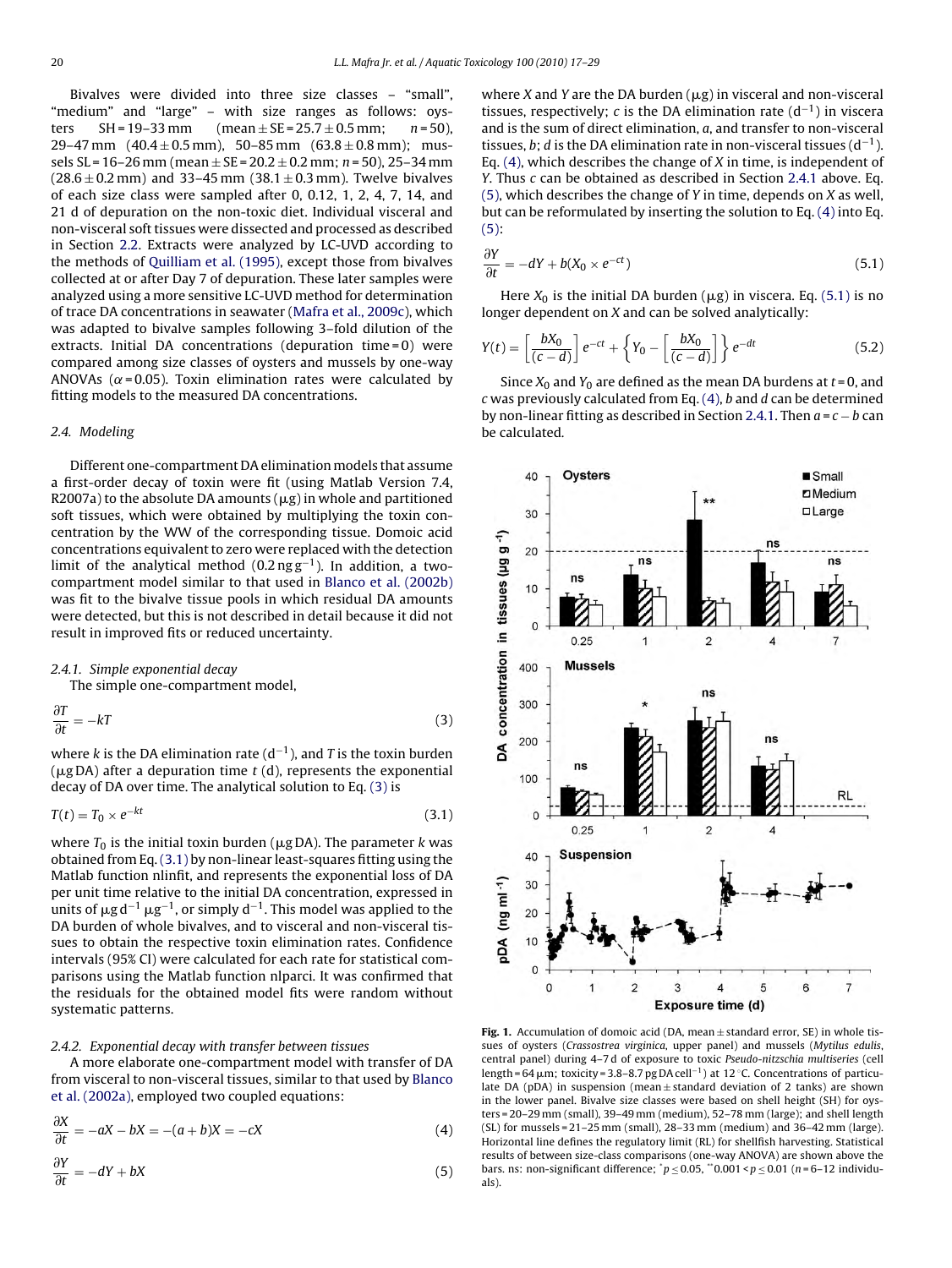Bivalves were divided into three size classes – "small", "medium" and "large" – with size ranges as follows: oysters SH = 19–33 mm (mean ± SE = 25.7 ± 0.5 mm; $n$ = 50), 29–47 mm (40.4 ± 0.5 mm), 50–85 mm (63.8 ± 0.8 mm); mussels SL = 16–26 mm (mean ± SE = 20.2 ± 0.2 mm; $n$ = 50), 25–34 mm (28.6 ± 0.2 mm) and 33–45 mm (38.1 ± 0.3 mm). Twelve bivalves of each size class were sampled after 0, 0.12, 1, 2, 4, 7, 14, and 21 d of depuration on the non-toxic diet. Individual visceral and non-visceral soft tissues were dissected and processed as described in Section 2.2. Extracts were analyzed by LC-UVD according to the methods of Quilliam et al. (1995), except those from bivalves collected at or after Day 7 of depuration. These later samples were analyzed using a more sensitive LC-UVD method for determination of trace DA concentrations in seawater (Mafra et al., 2009c), which was adapted to bivalve samples following 3-fold dilution of the extracts. Initial DA concentrations (depuration time = 0) were compared among size classes of oysters and mussels by one-way ANOVAs ($\alpha$ = 0.05). Toxin elimination rates were calculated by fitting models to the measured DA concentrations.

## 2.4. Modeling

Different one-compartment DA elimination models that assume a first-order decay of toxin were fit (using Matlab Version 7.4, R2007a) to the absolute DA amounts (μg) in whole and partitioned soft tissues, which were obtained by multiplying the toxin concentration by the WW of the corresponding tissue. Domoic acid concentrations equivalent to zero were replaced with the detection limit of the analytical method (0.2 ng g$^{-1}$). In addition, a two-compartment model similar to that used in Blanco et al. (2002b) was fit to the bivalve tissue pools in which residual DA amounts were detected, but this is not described in detail because it did not result in improved fits or reduced uncertainty.

### 2.4.1. Simple exponential decay

The simple one-compartment model,

$$\frac{\partial T}{\partial t} = -kT \tag{3}$$

where $k$ is the DA elimination rate (d$^{-1}$), and $T$ is the toxin burden (μg DA) after a depuration time $t$ (d), represents the exponential decay of DA over time. The analytical solution to Eq. (3) is

$$T(t) = T_0 \times e^{-kt} \tag{3.1}$$

where $T_0$ is the initial toxin burden (μg DA). The parameter $k$ was obtained from Eq. (3.1) by non-linear least-squares fitting using the Matlab function nlinfit, and represents the exponential loss of DA per unit time relative to the initial DA concentration, expressed in units of μg d$^{-1}$ μg$^{-1}$, or simply d$^{-1}$. This model was applied to the DA burden of whole bivalves, and to visceral and non-visceral tissues to obtain the respective toxin elimination rates. Confidence intervals (95% CI) were calculated for each rate for statistical comparisons using the Matlab function nlparci. It was confirmed that the residuals for the obtained model fits were random without systematic patterns.

### 2.4.2. Exponential decay with transfer between tissues

A more elaborate one-compartment model with transfer of DA from visceral to non-visceral tissues, similar to that used by Blanco et al. (2002a), employed two coupled equations:

$$\frac{\partial X}{\partial t} = -aX - bX = -(a+b)X = -cX \tag{4}$$

$$\frac{\partial Y}{\partial t} = -dY + bX \tag{5}$$

where $X$ and $Y$ are the DA burden (μg) in visceral and non-visceral tissues, respectively; $c$ is the DA elimination rate (d$^{-1}$) in viscera and is the sum of direct elimination, $a$, and transfer to non-visceral tissues, $b$; $d$ is the DA elimination rate in non-visceral tissues (d$^{-1}$). Eq. (4), which describes the change of $X$ in time, is independent of $Y$. Thus $c$ can be obtained as described in Section 2.4.1 above. Eq. (5), which describes the change of $Y$ in time, depends on $X$ as well, but can be reformulated by inserting the solution to Eq. (4) into Eq. (5):

$$\frac{\partial Y}{\partial t} = -dY + b(X_0 \times e^{-ct}) \tag{5.1}$$

Here $X_0$ is the initial DA burden (μg) in viscera. Eq. (5.1) is no longer dependent on $X$ and can be solved analytically:

$$Y(t) = \left[\frac{bX_0}{(c-d)}\right] e^{-ct} + \left\{ Y_0 - \left[\frac{bX_0}{(c-d)}\right] \right\} e^{-dt} \tag{5.2}$$

Since $X_0$ and $Y_0$ are defined as the mean DA burdens at $t$ = 0, and $c$ was previously calculated from Eq. (4), $b$ and $d$ can be determined by non-linear fitting as described in Section 2.4.1. Then $a = c - b$ can be calculated.

**Fig. 1.** Accumulation of domoic acid (DA, mean ± standard error, SE) in whole tissues of oysters (*Crassostrea virginica*, upper panel) and mussels (*Mytilus edulis*, central panel) during 4–7 d of exposure to toxic *Pseudo-nitzschia multiseries* (cell length = 64 μm; toxicity = 3.8–8.7 pg DA cell$^{-1}$) at 12 °C. Concentrations of particulate DA (pDA) in suspension (mean ± standard deviation of 2 tanks) are shown in the lower panel. Bivalve size classes were based on shell height (SH) for oysters = 20–29 mm (small), 39–49 mm (medium), 52–78 mm (large); and shell length (SL) for mussels = 21–25 mm (small), 28–33 mm (medium) and 36–42 mm (large). Horizontal line defines the regulatory limit (RL) for shellfish harvesting. Statistical results of between size-class comparisons (one-way ANOVA) are shown above the bars. ns: non-significant difference; * $p \leq 0.05$, ** $0.001 < p \leq 0.01$ ($n$ = 6–12 individuals).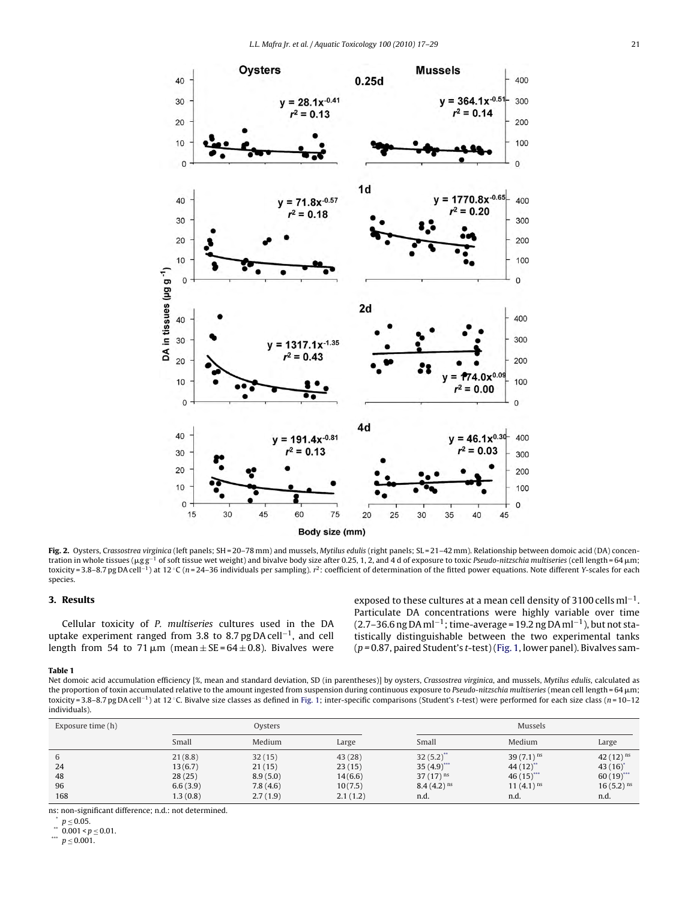**Fig. 2.** Oysters, *Crassostrea virginica* (left panels; SH = 20–78 mm) and mussels, *Mytilus edulis* (right panels; SL = 21–42 mm). Relationship between domoic acid (DA) concentration in whole tissues (μg g$^{-1}$ of soft tissue wet weight) and bivalve body size after 0.25, 1, 2, and 4 d of exposure to toxic *Pseudo-nitzschia multiseries* (cell length = 64 μm; toxicity = 3.8–8.7 pg DA cell$^{-1}$) at 12 °C (n = 24–36 individuals per sampling). $r^2$: coefficient of determination of the fitted power equations. Note different Y-scales for each species.

## 3. Results

Cellular toxicity of *P. multiseries* cultures used in the DA uptake experiment ranged from 3.8 to 8.7 pg DA cell$^{-1}$, and cell length from 54 to 71 μm (mean ± SE = 64 ± 0.8). Bivalves were exposed to these cultures at a mean cell density of 3100 cells ml$^{-1}$. Particulate DA concentrations were highly variable over time (2.7–36.6 ng DA ml$^{-1}$; time-average = 19.2 ng DA ml$^{-1}$), but not statistically distinguishable between the two experimental tanks (p = 0.87, paired Student's t-test) (Fig. 1, lower panel). Bivalves sam-

**Table 1**
Net domoic acid accumulation efficiency [%, mean and standard deviation, SD (in parentheses)] by oysters, *Crassostrea virginica*, and mussels, *Mytilus edulis*, calculated as the proportion of toxin accumulated relative to the amount ingested from suspension during continuous exposure to *Pseudo-nitzschia multiseries* (mean cell length = 64 μm; toxicity = 3.8–8.7 pg DA cell$^{-1}$) at 12 °C. Bivalve size classes as defined in Fig. 1; inter-specific comparisons (Student's t-test) were performed for each size class (n = 10–12 individuals).

| Exposure time (h) | Oysters | | | Mussels | | |
|---|---|---|---|---|---|---|
| | Small | Medium | Large | Small | Medium | Large |
| 6 | 21 (8.8) | 32 (15) | 43 (28) | 32 (5.2)** | 39 (7.1) ns | 42 (12) ns |
| 24 | 13 (6.7) | 21 (15) | 23 (15) | 35 (4.9)*** | 44 (12)** | 43 (16)* |
| 48 | 28 (25) | 8.9 (5.0) | 14 (6.6) | 37 (17) ns | 46 (15)*** | 60 (19)*** |
| 96 | 6.6 (3.9) | 7.8 (4.6) | 10 (7.5) | 8.4 (4.2) ns | 11 (4.1) ns | 16 (5.2) ns |
| 168 | 1.3 (0.8) | 2.7 (1.9) | 2.1 (1.2) | n.d. | n.d. | n.d. |

ns: non-significant difference; n.d.: not determined.
* $p \leq 0.05$.
** $0.001 < p \leq 0.01$.
*** $p \leq 0.001$.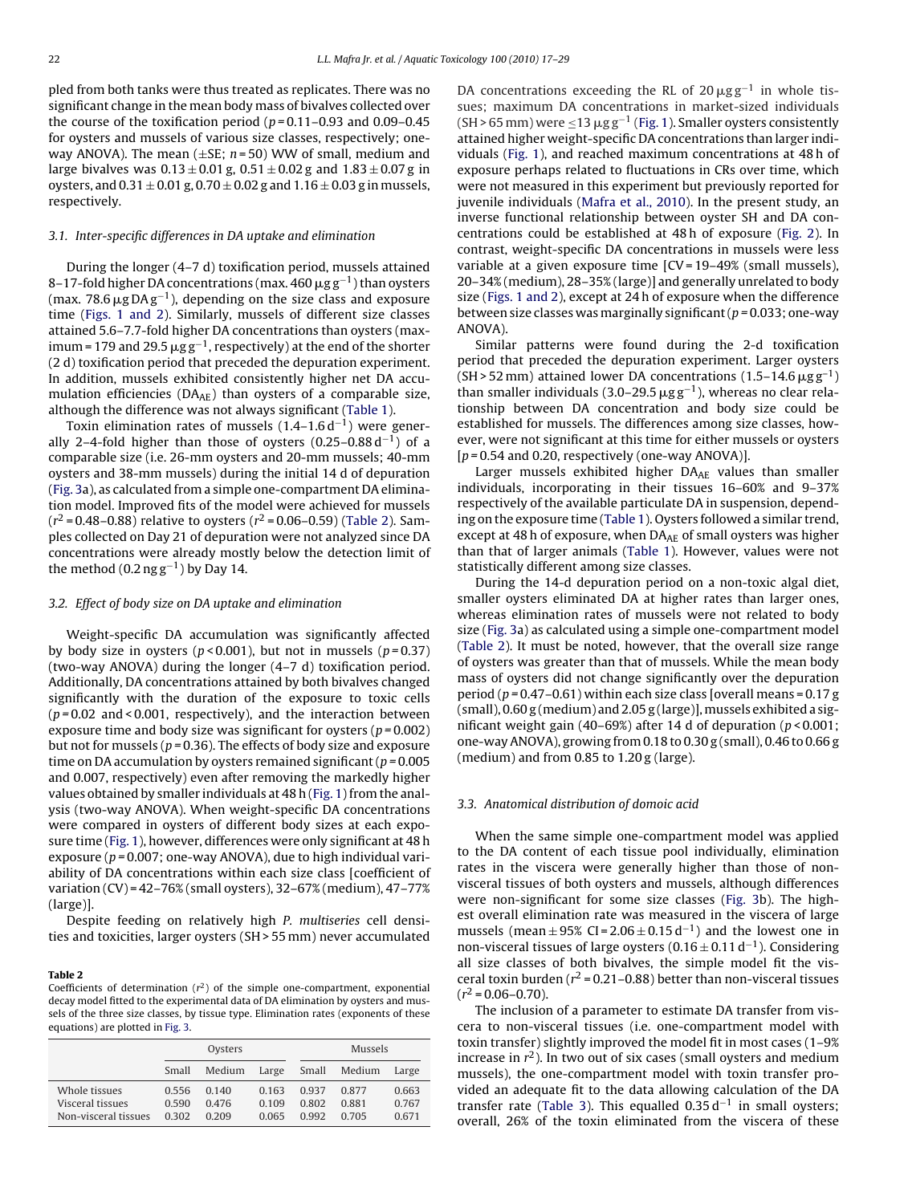pled from both tanks were thus treated as replicates. There was no significant change in the mean body mass of bivalves collected over the course of the toxification period ($p = 0.11$–$0.93$ and $0.09$–$0.45$ for oysters and mussels of various size classes, respectively; one-way ANOVA). The mean (±SE; $n = 50$) WW of small, medium and large bivalves was $0.13 \pm 0.01$ g, $0.51 \pm 0.02$ g and $1.83 \pm 0.07$ g in oysters, and $0.31 \pm 0.01$ g, $0.70 \pm 0.02$ g and $1.16 \pm 0.03$ g in mussels, respectively.

### 3.1. Inter-specific differences in DA uptake and elimination

During the longer (4–7 d) toxification period, mussels attained 8–17-fold higher DA concentrations (max. 460 $\mu$g $g^{-1}$) than oysters (max. 78.6 $\mu$g DA $g^{-1}$), depending on the size class and exposure time (Figs. 1 and 2). Similarly, mussels of different size classes attained 5.6–7.7-fold higher DA concentrations than oysters (maximum = 179 and 29.5 $\mu$g $g^{-1}$, respectively) at the end of the shorter (2 d) toxification period that preceded the depuration experiment. In addition, mussels exhibited consistently higher net DA accumulation efficiencies ($DA_{AE}$) than oysters of a comparable size, although the difference was not always significant (Table 1).

Toxin elimination rates of mussels (1.4–1.6 $d^{-1}$) were generally 2–4-fold higher than those of oysters (0.25–0.88 $d^{-1}$) of a comparable size (i.e. 26-mm oysters and 20-mm mussels; 40-mm oysters and 38-mm mussels) during the initial 14 d of depuration (Fig. 3a), as calculated from a simple one-compartment DA elimination model. Improved fits of the model were achieved for mussels ($r^2 = 0.48$–$0.88$) relative to oysters ($r^2 = 0.06$–$0.59$) (Table 2). Samples collected on Day 21 of depuration were not analyzed since DA concentrations were already mostly below the detection limit of the method (0.2 ng $g^{-1}$) by Day 14.

### 3.2. Effect of body size on DA uptake and elimination

Weight-specific DA accumulation was significantly affected by body size in oysters ($p < 0.001$), but not in mussels ($p = 0.37$) (two-way ANOVA) during the longer (4–7 d) toxification period. Additionally, DA concentrations attained by both bivalves changed significantly with the duration of the exposure to toxic cells ($p = 0.02$ and $< 0.001$, respectively), and the interaction between exposure time and body size was significant for oysters ($p = 0.002$) but not for mussels ($p = 0.36$). The effects of body size and exposure time on DA accumulation by oysters remained significant ($p = 0.005$ and $0.007$, respectively) even after removing the markedly higher values obtained by smaller individuals at 48 h (Fig. 1) from the analysis (two-way ANOVA). When weight-specific DA concentrations were compared in oysters of different body sizes at each exposure time (Fig. 1), however, differences were only significant at 48 h exposure ($p = 0.007$; one-way ANOVA), due to high individual variability of DA concentrations within each size class [coefficient of variation (CV) = 42–76% (small oysters), 32–67% (medium), 47–77% (large)].

Despite feeding on relatively high *P. multiseries* cell densities and toxicities, larger oysters (SH > 55 mm) never accumulated DA concentrations exceeding the RL of 20 $\mu$g $g^{-1}$ in whole tissues; maximum DA concentrations in market-sized individuals (SH > 65 mm) were ≤13 $\mu$g $g^{-1}$ (Fig. 1). Smaller oysters consistently attained higher weight-specific DA concentrations than larger individuals (Fig. 1), and reached maximum concentrations at 48 h of exposure perhaps related to fluctuations in CRs over time, which were not measured in this experiment but previously reported for juvenile individuals (Mafra et al., 2010). In the present study, an inverse functional relationship between oyster SH and DA concentrations could be established at 48 h of exposure (Fig. 2). In contrast, weight-specific DA concentrations in mussels were less variable at a given exposure time [CV = 19–49% (small mussels), 20–34% (medium), 28–35% (large)] and generally unrelated to body size (Figs. 1 and 2), except at 24 h of exposure when the difference between size classes was marginally significant ($p = 0.033$; one-way ANOVA).

Similar patterns were found during the 2-d toxification period that preceded the depuration experiment. Larger oysters (SH > 52 mm) attained lower DA concentrations (1.5–14.6 $\mu$g $g^{-1}$) than smaller individuals (3.0–29.5 $\mu$g $g^{-1}$), whereas no clear relationship between DA concentration and body size could be established for mussels. The differences among size classes, however, were not significant at this time for either mussels or oysters [$p = 0.54$ and $0.20$, respectively (one-way ANOVA)].

Larger mussels exhibited higher $DA_{AE}$ values than smaller individuals, incorporating in their tissues 16–60% and 9–37% respectively of the available particulate DA in suspension, depending on the exposure time (Table 1). Oysters followed a similar trend, except at 48 h of exposure, when $DA_{AE}$ of small oysters was higher than that of larger animals (Table 1). However, values were not statistically different among size classes.

During the 14-d depuration period on a non-toxic algal diet, smaller oysters eliminated DA at higher rates than larger ones, whereas elimination rates of mussels were not related to body size (Fig. 3a) as calculated using a simple one-compartment model (Table 2). It must be noted, however, that the overall size range of oysters was greater than that of mussels. While the mean body mass of oysters did not change significantly over the depuration period ($p = 0.47$–$0.61$) within each size class [overall means = 0.17 g (small), 0.60 g (medium) and 2.05 g (large)], mussels exhibited a significant weight gain (40–69%) after 14 d of depuration ($p < 0.001$; one-way ANOVA), growing from 0.18 to 0.30 g (small), 0.46 to 0.66 g (medium) and from 0.85 to 1.20 g (large).

### 3.3. Anatomical distribution of domoic acid

When the same simple one-compartment model was applied to the DA content of each tissue pool individually, elimination rates in the viscera were generally higher than those of non-visceral tissues of both oysters and mussels, although differences were non-significant for some size classes (Fig. 3b). The highest overall elimination rate was measured in the viscera of large mussels (mean ± 95% CI = $2.06 \pm 0.15$ $d^{-1}$) and the lowest one in non-visceral tissues of large oysters ($0.16 \pm 0.11$ $d^{-1}$). Considering all size classes of both bivalves, the simple model fit the visceral toxin burden ($r^2 = 0.21$–$0.88$) better than non-visceral tissues ($r^2 = 0.06$–$0.70$).

The inclusion of a parameter to estimate DA transfer from viscera to non-visceral tissues (i.e. one-compartment model with toxin transfer) slightly improved the model fit in most cases (1–9% increase in $r^2$). In two out of six cases (small oysters and medium mussels), the one-compartment model with toxin transfer provided an adequate fit to the data allowing calculation of the DA transfer rate (Table 3). This equalled 0.35 $d^{-1}$ in small oysters; overall, 26% of the toxin eliminated from the viscera of these

**Table 2**
Coefficients of determination ($r^2$) of the simple one-compartment, exponential decay model fitted to the experimental data of DA elimination by oysters and mussels of the three size classes, by tissue type. Elimination rates (exponents of these equations) are plotted in Fig. 3.

| | Oysters | | | Mussels | | |
|---|---|---|---|---|---|---|
| | Small | Medium | Large | Small | Medium | Large |
| Whole tissues | 0.556 | 0.140 | 0.163 | 0.937 | 0.877 | 0.663 |
| Visceral tissues | 0.590 | 0.476 | 0.109 | 0.802 | 0.881 | 0.767 |
| Non-visceral tissues | 0.302 | 0.209 | 0.065 | 0.992 | 0.705 | 0.671 |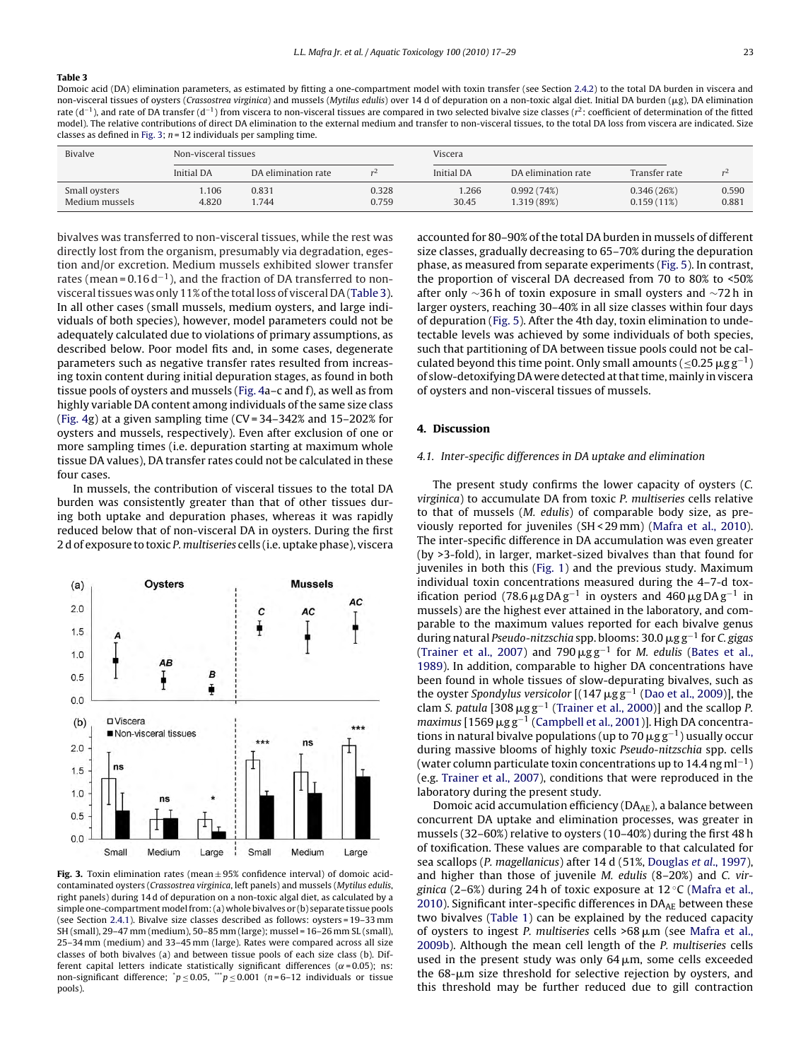**Table 3**
Domoic acid (DA) elimination parameters, as estimated by fitting a one-compartment model with toxin transfer (see Section 2.4.2) to the total DA burden in viscera and non-visceral tissues of oysters (*Crassostrea virginica*) and mussels (*Mytilus edulis*) over 14 d of depuration on a non-toxic algal diet. Initial DA burden (μg), DA elimination rate ($d^{-1}$), and rate of DA transfer ($d^{-1}$) from viscera to non-visceral tissues are compared in two selected bivalve size classes ($r^2$: coefficient of determination of the fitted model). The relative contributions of direct DA elimination to the external medium and transfer to non-visceral tissues, to the total DA loss from viscera are indicated. Size classes as defined in Fig. 3; $n = 12$ individuals per sampling time.

| Bivalve | Non-visceral tissues | | | Viscera | | | |
|---|---|---|---|---|---|---|---|
| | Initial DA | DA elimination rate | $r^2$ | Initial DA | DA elimination rate | Transfer rate | $r^2$ |
| Small oysters | 1.106 | 0.831 | 0.328 | 1.266 | 0.992 (74%) | 0.346 (26%) | 0.590 |
| Medium mussels | 4.820 | 1.744 | 0.759 | 30.45 | 1.319 (89%) | 0.159 (11%) | 0.881 |

bivalves was transferred to non-visceral tissues, while the rest was directly lost from the organism, presumably via degradation, egestion and/or excretion. Medium mussels exhibited slower transfer rates (mean = 0.16 $d^{-1}$), and the fraction of DA transferred to non-visceral tissues was only 11% of the total loss of visceral DA (Table 3). In all other cases (small mussels, medium oysters, and large individuals of both species), however, model parameters could not be adequately calculated due to violations of primary assumptions, as described below. Poor model fits and, in some cases, degenerate parameters such as negative transfer rates resulted from increasing toxin content during initial depuration stages, as found in both tissue pools of oysters and mussels (Fig. 4a–c and f), as well as from highly variable DA content among individuals of the same size class (Fig. 4g) at a given sampling time (CV = 34–342% and 15–202% for oysters and mussels, respectively). Even after exclusion of one or more sampling times (i.e. depuration starting at maximum whole tissue DA values), DA transfer rates could not be calculated in these four cases.

In mussels, the contribution of visceral tissues to the total DA burden was consistently greater than that of other tissues during both uptake and depuration phases, whereas it was rapidly reduced below that of non-visceral DA in oysters. During the first 2 d of exposure to toxic *P. multiseries* cells (i.e. uptake phase), viscera accounted for 80–90% of the total DA burden in mussels of different size classes, gradually decreasing to 65–70% during the depuration phase, as measured from separate experiments (Fig. 5). In contrast, the proportion of visceral DA decreased from 70 to 80% to <50% after only ~36 h of toxin exposure in small oysters and ~72 h in larger oysters, reaching 30–40% in all size classes within four days of depuration (Fig. 5). After the 4th day, toxin elimination to undetectable levels was achieved by some individuals of both species, such that partitioning of DA between tissue pools could not be calculated beyond this time point. Only small amounts (≤0.25 μg $g^{-1}$) of slow-detoxifying DA were detected at that time, mainly in viscera of oysters and non-visceral tissues of mussels.

**Fig. 3.** Toxin elimination rates (mean ± 95% confidence interval) of domoic acid-contaminated oysters (*Crassostrea virginica*, left panels) and mussels (*Mytilus edulis*, right panels) during 14 d of depuration on a non-toxic algal diet, as calculated by a simple one-compartment model from: (a) whole bivalves or (b) separate tissue pools (see Section 2.4.1). Bivalve size classes described as follows: oysters = 19–33 mm SH (small), 29–47 mm (medium), 50–85 mm (large); mussel = 16–26 mm SL (small), 25–34 mm (medium) and 33–45 mm (large). Rates were compared across all size classes of both bivalves (a) and between tissue pools of each size class (b). Different capital letters indicate statistically significant differences (α = 0.05); ns: non-significant difference; $^{*}p \leq 0.05$, $^{***}p \leq 0.001$ ($n$ = 6–12 individuals or tissue pools).

## 4. Discussion

### 4.1. Inter-specific differences in DA uptake and elimination

The present study confirms the lower capacity of oysters (*C. virginica*) to accumulate DA from toxic *P. multiseries* cells relative to that of mussels (*M. edulis*) of comparable body size, as previously reported for juveniles (SH < 29 mm) (Mafra et al., 2010). The inter-specific difference in DA accumulation was even greater (by >3-fold), in larger, market-sized bivalves than that found for juveniles in both this (Fig. 1) and the previous study. Maximum individual toxin concentrations measured during the 4–7-d toxification period (78.6 μg DA $g^{-1}$ in oysters and 460 μg DA $g^{-1}$ in mussels) are the highest ever attained in the laboratory, and comparable to the maximum values reported for each bivalve genus during natural *Pseudo-nitzschia* spp. blooms: 30.0 μg $g^{-1}$ for *C. gigas* (Trainer et al., 2007) and 790 μg $g^{-1}$ for *M. edulis* (Bates et al., 1989). In addition, comparable to higher DA concentrations have been found in whole tissues of slow-depurating bivalves, such as the oyster *Spondylus versicolor* [(147 μg $g^{-1}$ (Dao et al., 2009)], the clam *S. patula* [308 μg $g^{-1}$ (Trainer et al., 2000)] and the scallop *P. maximus* [1569 μg $g^{-1}$ (Campbell et al., 2001)]. High DA concentrations in natural bivalve populations (up to 70 μg $g^{-1}$) usually occur during massive blooms of highly toxic *Pseudo-nitzschia* spp. cells (water column particulate toxin concentrations up to 14.4 ng $ml^{-1}$) (e.g. Trainer et al., 2007), conditions that were reproduced in the laboratory during the present study.

Domoic acid accumulation efficiency ($DA_{AE}$), a balance between concurrent DA uptake and elimination processes, was greater in mussels (32–60%) relative to oysters (10–40%) during the first 48 h of toxification. These values are comparable to that calculated for sea scallops (*P. magellanicus*) after 14 d (51%, Douglas *et al*., 1997), and higher than those of juvenile *M. edulis* (8–20%) and *C. virginica* (2–6%) during 24 h of toxic exposure at 12 °C (Mafra et al., 2010). Significant inter-specific differences in $DA_{AE}$ between these two bivalves (Table 1) can be explained by the reduced capacity of oysters to ingest *P. multiseries* cells >68 μm (see Mafra et al., 2009b). Although the mean cell length of the *P. multiseries* cells used in the present study was only 64 μm, some cells exceeded the 68-μm size threshold for selective rejection by oysters, and this threshold may be further reduced due to gill contraction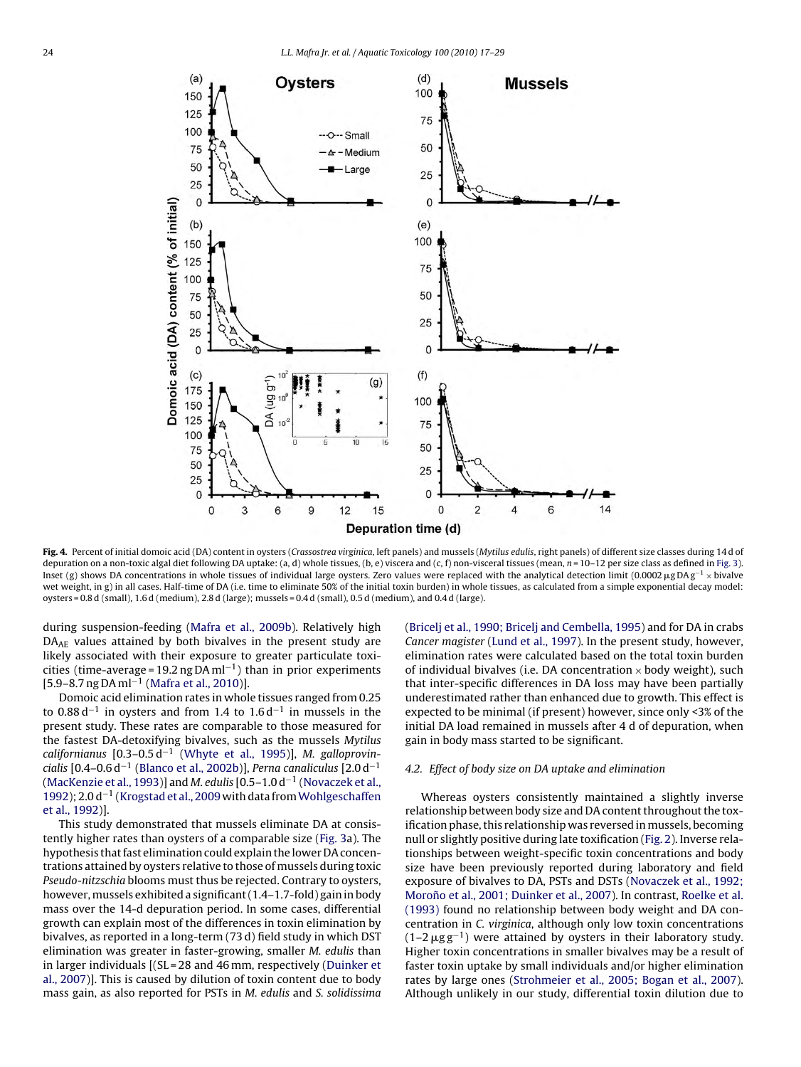**Fig. 4.** Percent of initial domoic acid (DA) content in oysters (*Crassostrea virginica*, left panels) and mussels (*Mytilus edulis*, right panels) of different size classes during 14 d of depuration on a non-toxic algal diet following DA uptake: (a, d) whole tissues, (b, e) viscera and (c, f) non-visceral tissues (mean, $n$ = 10–12 per size class as defined in Fig. 3). Inset (g) shows DA concentrations in whole tissues of individual large oysters. Zero values were replaced with the analytical detection limit (0.0002 μg DA g$^{-1}$ × bivalve wet weight, in g) in all cases. Half-time of DA (i.e. time to eliminate 50% of the initial toxin burden) in whole tissues, as calculated from a simple exponential decay model: oysters = 0.8 d (small), 1.6 d (medium), 2.8 d (large); mussels = 0.4 d (small), 0.5 d (medium), and 0.4 d (large).

during suspension-feeding (Mafra et al., 2009b). Relatively high $DA_{AE}$ values attained by both bivalves in the present study are likely associated with their exposure to greater particulate toxicities (time-average = 19.2 ng DA ml$^{-1}$) than in prior experiments [5.9–8.7 ng DA ml$^{-1}$ (Mafra et al., 2010)].

Domoic acid elimination rates in whole tissues ranged from 0.25 to 0.88 d$^{-1}$ in oysters and from 1.4 to 1.6 d$^{-1}$ in mussels in the present study. These rates are comparable to those measured for the fastest DA-detoxifying bivalves, such as the mussels *Mytilus californianus* [0.3–0.5 d$^{-1}$ (Whyte et al., 1995)], *M. galloprovincialis* [0.4–0.6 d$^{-1}$ (Blanco et al., 2002b)], *Perna canaliculus* [2.0 d$^{-1}$ (MacKenzie et al., 1993)] and *M. edulis* [0.5–1.0 d$^{-1}$ (Novaczek et al., 1992); 2.0 d$^{-1}$ (Krogstad et al., 2009 with data from Wohlgeschaffen et al., 1992)].

This study demonstrated that mussels eliminate DA at consistently higher rates than oysters of a comparable size (Fig. 3a). The hypothesis that fast elimination could explain the lower DA concentrations attained by oysters relative to those of mussels during toxic *Pseudo-nitzschia* blooms must thus be rejected. Contrary to oysters, however, mussels exhibited a significant (1.4–1.7-fold) gain in body mass over the 14-d depuration period. In some cases, differential growth can explain most of the differences in toxin elimination by bivalves, as reported in a long-term (73 d) field study in which DST elimination was greater in faster-growing, smaller *M. edulis* than in larger individuals [(SL = 28 and 46 mm, respectively (Duinker et al., 2007)]. This is caused by dilution of toxin content due to body mass gain, as also reported for PSTs in *M. edulis* and *S. solidissima* (Bricelj et al., 1990; Bricelj and Cembella, 1995) and for DA in crabs *Cancer magister* (Lund et al., 1997). In the present study, however, elimination rates were calculated based on the total toxin burden of individual bivalves (i.e. DA concentration × body weight), such that inter-specific differences in DA loss may have been partially underestimated rather than enhanced due to growth. This effect is expected to be minimal (if present) however, since only <3% of the initial DA load remained in mussels after 4 d of depuration, when gain in body mass started to be significant.

### 4.2. Effect of body size on DA uptake and elimination

Whereas oysters consistently maintained a slightly inverse relationship between body size and DA content throughout the toxification phase, this relationship was reversed in mussels, becoming null or slightly positive during late toxification (Fig. 2). Inverse relationships between weight-specific toxin concentrations and body size have been previously reported during laboratory and field exposure of bivalves to DA, PSTs and DSTs (Novaczek et al., 1992; Moroño et al., 2001; Duinker et al., 2007). In contrast, Roelke et al. (1993) found no relationship between body weight and DA concentration in *C. virginica*, although only low toxin concentrations (1–2 μg g$^{-1}$) were attained by oysters in their laboratory study. Higher toxin concentrations in smaller bivalves may be a result of faster toxin uptake by small individuals and/or higher elimination rates by large ones (Strohmeier et al., 2005; Bogan et al., 2007). Although unlikely in our study, differential toxin dilution due to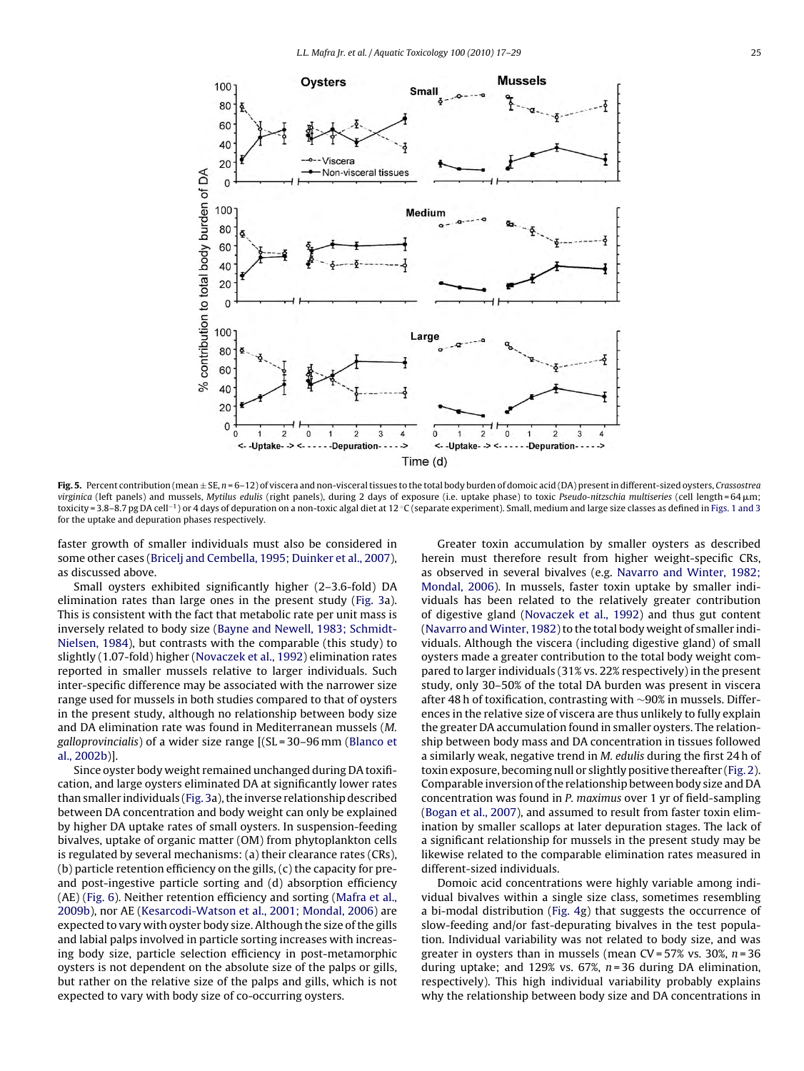**Fig. 5.** Percent contribution (mean ± SE, $n = 6$–12) of viscera and non-visceral tissues to the total body burden of domoic acid (DA) present in different-sized oysters, *Crassostrea virginica* (left panels) and mussels, *Mytilus edulis* (right panels), during 2 days of exposure (i.e. uptake phase) to toxic *Pseudo-nitzschia multiseries* (cell length = 64 μm; toxicity = 3.8–8.7 pg DA cell$^{-1}$) or 4 days of depuration on a non-toxic algal diet at 12 °C (separate experiment). Small, medium and large size classes as defined in Figs. 1 and 3 for the uptake and depuration phases respectively.

faster growth of smaller individuals must also be considered in some other cases (Bricelj and Cembella, 1995; Duinker et al., 2007), as discussed above.

Small oysters exhibited significantly higher (2–3.6-fold) DA elimination rates than large ones in the present study (Fig. 3a). This is consistent with the fact that metabolic rate per unit mass is inversely related to body size (Bayne and Newell, 1983; Schmidt-Nielsen, 1984), but contrasts with the comparable (this study) to slightly (1.07-fold) higher (Novaczek et al., 1992) elimination rates reported in smaller mussels relative to larger individuals. Such inter-specific difference may be associated with the narrower size range used for mussels in both studies compared to that of oysters in the present study, although no relationship between body size and DA elimination rate was found in Mediterranean mussels (*M. galloprovincialis*) of a wider size range [(SL = 30–96 mm (Blanco et al., 2002b)].

Since oyster body weight remained unchanged during DA toxification, and large oysters eliminated DA at significantly lower rates than smaller individuals (Fig. 3a), the inverse relationship described between DA concentration and body weight can only be explained by higher DA uptake rates of small oysters. In suspension-feeding bivalves, uptake of organic matter (OM) from phytoplankton cells is regulated by several mechanisms: (a) their clearance rates (CRs), (b) particle retention efficiency on the gills, (c) the capacity for pre- and post-ingestive particle sorting and (d) absorption efficiency (AE) (Fig. 6). Neither retention efficiency and sorting (Mafra et al., 2009b), nor AE (Kesarcodi-Watson et al., 2001; Mondal, 2006) are expected to vary with oyster body size. Although the size of the gills and labial palps involved in particle sorting increases with increasing body size, particle selection efficiency in post-metamorphic oysters is not dependent on the absolute size of the palps or gills, but rather on the relative size of the palps and gills, which is not expected to vary with body size of co-occurring oysters.

Greater toxin accumulation by smaller oysters as described herein must therefore result from higher weight-specific CRs, as observed in several bivalves (e.g. Navarro and Winter, 1982; Mondal, 2006). In mussels, faster toxin uptake by smaller individuals has been related to the relatively greater contribution of digestive gland (Novaczek et al., 1992) and thus gut content (Navarro and Winter, 1982) to the total body weight of smaller individuals. Although the viscera (including digestive gland) of small oysters made a greater contribution to the total body weight compared to larger individuals (31% vs. 22% respectively) in the present study, only 30–50% of the total DA burden was present in viscera after 48 h of toxification, contrasting with ~90% in mussels. Differences in the relative size of viscera are thus unlikely to fully explain the greater DA accumulation found in smaller oysters. The relationship between body mass and DA concentration in tissues followed a similarly weak, negative trend in *M. edulis* during the first 24 h of toxin exposure, becoming null or slightly positive thereafter (Fig. 2). Comparable inversion of the relationship between body size and DA concentration was found in *P. maximus* over 1 yr of field-sampling (Bogan et al., 2007), and assumed to result from faster toxin elimination by smaller scallops at later depuration stages. The lack of a significant relationship for mussels in the present study may be likewise related to the comparable elimination rates measured in different-sized individuals.

Domoic acid concentrations were highly variable among individual bivalves within a single size class, sometimes resembling a bi-modal distribution (Fig. 4g) that suggests the occurrence of slow-feeding and/or fast-depurating bivalves in the test population. Individual variability was not related to body size, and was greater in oysters than in mussels (mean CV = 57% vs. 30%, $n = 36$ during uptake; and 129% vs. 67%, $n = 36$ during DA elimination, respectively). This high individual variability probably explains why the relationship between body size and DA concentrations in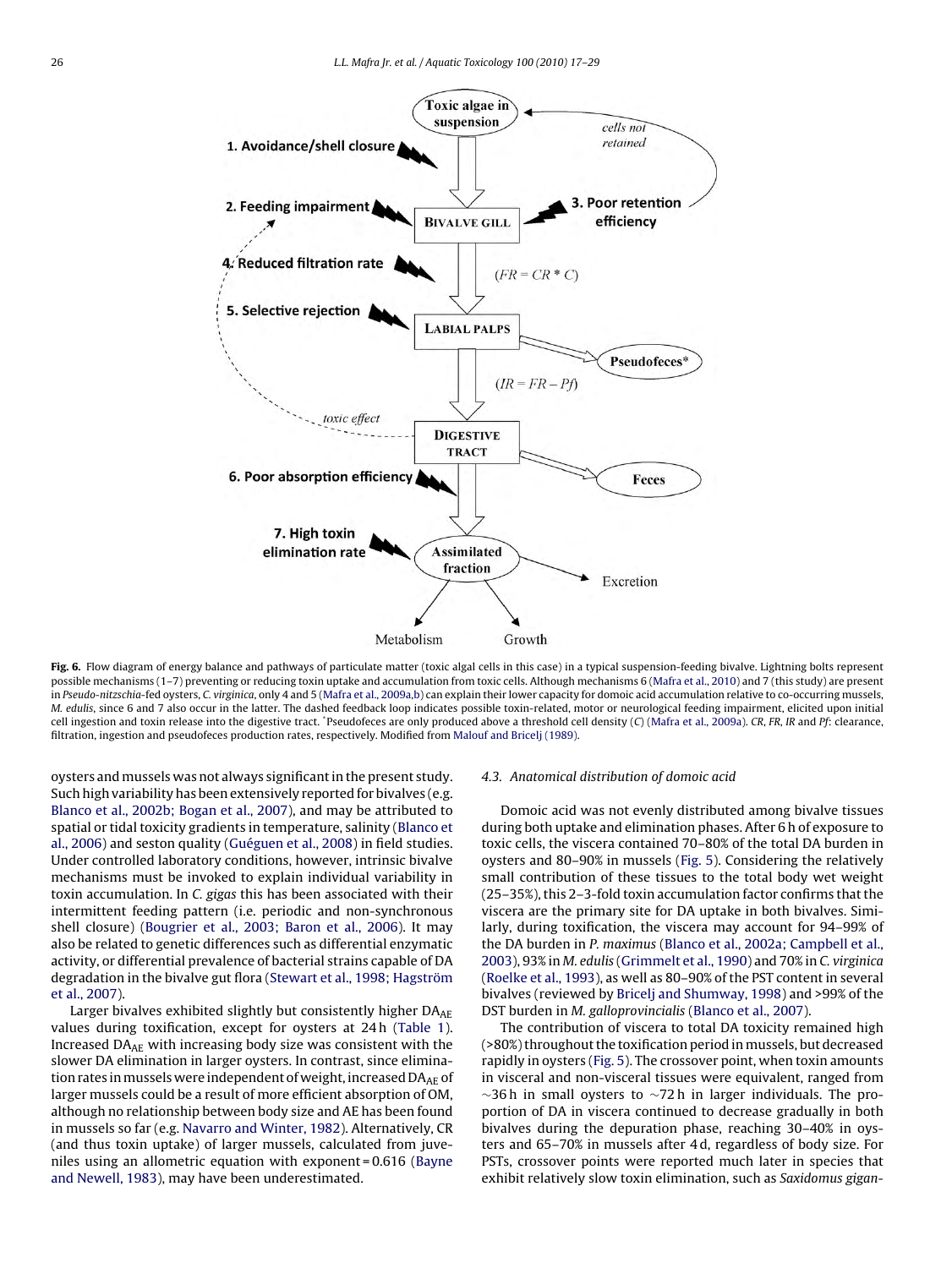Fig. 6. Flow diagram of energy balance and pathways of particulate matter (toxic algal cells in this case) in a typical suspension-feeding bivalve. Lightning bolts represent possible mechanisms (1–7) preventing or reducing toxin uptake and accumulation from toxic cells. Although mechanisms 6 (Mafra et al., 2010) and 7 (this study) are present in *Pseudo-nitzschia*-fed oysters, *C. virginica*, only 4 and 5 (Mafra et al., 2009a,b) can explain their lower capacity for domoic acid accumulation relative to co-occurring mussels, *M. edulis*, since 6 and 7 also occur in the latter. The dashed feedback loop indicates possible toxin-related, motor or neurological feeding impairment, elicited upon initial cell ingestion and toxin release into the digestive tract. *Pseudofeces are only produced above a threshold cell density (*C*) (Mafra et al., 2009a). *CR*, *FR*, *IR* and *Pf*: clearance, filtration, ingestion and pseudofeces production rates, respectively. Modified from Malouf and Bricelj (1989).

oysters and mussels was not always significant in the present study. Such high variability has been extensively reported for bivalves (e.g. Blanco et al., 2002b; Bogan et al., 2007), and may be attributed to spatial or tidal toxicity gradients in temperature, salinity (Blanco et al., 2006) and seston quality (Guéguen et al., 2008) in field studies. Under controlled laboratory conditions, however, intrinsic bivalve mechanisms must be invoked to explain individual variability in toxin accumulation. In *C. gigas* this has been associated with their intermittent feeding pattern (i.e. periodic and non-synchronous shell closure) (Bougrier et al., 2003; Baron et al., 2006). It may also be related to genetic differences such as differential enzymatic activity, or differential prevalence of bacterial strains capable of DA degradation in the bivalve gut flora (Stewart et al., 1998; Hagström et al., 2007).

Larger bivalves exhibited slightly but consistently higher $DA_{AE}$ values during toxification, except for oysters at 24 h (Table 1). Increased $DA_{AE}$ with increasing body size was consistent with the slower DA elimination in larger oysters. In contrast, since elimination rates in mussels were independent of weight, increased $DA_{AE}$ of larger mussels could be a result of more efficient absorption of OM, although no relationship between body size and AE has been found in mussels so far (e.g. Navarro and Winter, 1982). Alternatively, CR (and thus toxin uptake) of larger mussels, calculated from juveniles using an allometric equation with exponent = 0.616 (Bayne and Newell, 1983), may have been underestimated.

### 4.3. Anatomical distribution of domoic acid

Domoic acid was not evenly distributed among bivalve tissues during both uptake and elimination phases. After 6 h of exposure to toxic cells, the viscera contained 70–80% of the total DA burden in oysters and 80–90% in mussels (Fig. 5). Considering the relatively small contribution of these tissues to the total body wet weight (25–35%), this 2–3-fold toxin accumulation factor confirms that the viscera are the primary site for DA uptake in both bivalves. Similarly, during toxification, the viscera may account for 94–99% of the DA burden in *P. maximus* (Blanco et al., 2002a; Campbell et al., 2003), 93% in *M. edulis* (Grimmelt et al., 1990) and 70% in *C. virginica* (Roelke et al., 1993), as well as 80–90% of the PST content in several bivalves (reviewed by Bricelj and Shumway, 1998) and >99% of the DST burden in *M. galloprovincialis* (Blanco et al., 2007).

The contribution of viscera to total DA toxicity remained high (>80%) throughout the toxification period in mussels, but decreased rapidly in oysters (Fig. 5). The crossover point, when toxin amounts in visceral and non-visceral tissues were equivalent, ranged from ~36 h in small oysters to ~72 h in larger individuals. The proportion of DA in viscera continued to decrease gradually in both bivalves during the depuration phase, reaching 30–40% in oysters and 65–70% in mussels after 4 d, regardless of body size. For PSTs, crossover points were reported much later in species that exhibit relatively slow toxin elimination, such as *Saxidomus gigan-*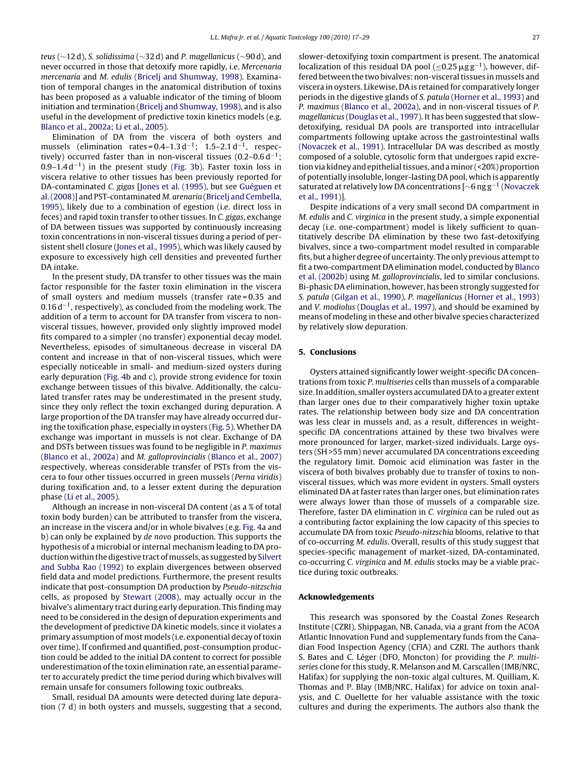*teus* (~12 d), *S. solidissima* (~32 d) and *P. magellanicus* (~90 d), and never occurred in those that detoxify more rapidly, i.e. *Mercenaria mercenaria* and *M. edulis* (Bricelj and Shumway, 1998). Examination of temporal changes in the anatomical distribution of toxins has been proposed as a valuable indicator of the timing of bloom initiation and termination (Bricelj and Shumway, 1998), and is also useful in the development of predictive toxin kinetics models (e.g. Blanco et al., 2002a; Li et al., 2005).

Elimination of DA from the viscera of both oysters and mussels (elimination rates = 0.4–1.3 $d^{-1}$; 1.5–2.1 $d^{-1}$, respectively) occurred faster than in non-visceral tissues (0.2–0.6 $d^{-1}$; 0.9–1.4 $d^{-1}$) in the present study (Fig. 3b). Faster toxin loss in viscera relative to other tissues has been previously reported for DA-contaminated *C. gigas* [Jones et al. (1995), but see Guéguen et al. (2008)] and PST-contaminated *M. arenaria* (Bricelj and Cembella, 1995), likely due to a combination of egestion (i.e. direct loss in feces) and rapid toxin transfer to other tissues. In *C. gigas*, exchange of DA between tissues was supported by continuously increasing toxin concentrations in non-visceral tissues during a period of persistent shell closure (Jones et al., 1995), which was likely caused by exposure to excessively high cell densities and prevented further DA intake.

In the present study, DA transfer to other tissues was the main factor responsible for the faster toxin elimination in the viscera of small oysters and medium mussels (transfer rate = 0.35 and 0.16 $d^{-1}$, respectively), as concluded from the modeling work. The addition of a term to account for DA transfer from viscera to non-visceral tissues, however, provided only slightly improved model fits compared to a simpler (no transfer) exponential decay model. Nevertheless, episodes of simultaneous decrease in visceral DA content and increase in that of non-visceral tissues, which were especially noticeable in small- and medium-sized oysters during early depuration (Fig. 4b and c), provide strong evidence for toxin exchange between tissues of this bivalve. Additionally, the calculated transfer rates may be underestimated in the present study, since they only reflect the toxin exchanged during depuration. A large proportion of the DA transfer may have already occurred during the toxification phase, especially in oysters (Fig. 5). Whether DA exchange was important in mussels is not clear. Exchange of DA and DSTs between tissues was found to be negligible in *P. maximus* (Blanco et al., 2002a) and *M. galloprovincialis* (Blanco et al., 2007) respectively, whereas considerable transfer of PSTs from the viscera to four other tissues occurred in green mussels (*Perna viridis*) during toxification and, to a lesser extent during the depuration phase (Li et al., 2005).

Although an increase in non-visceral DA content (as a % of total toxin body burden) can be attributed to transfer from the viscera, an increase in the viscera and/or in whole bivalves (e.g. Fig. 4a and b) can only be explained by *de novo* production. This supports the hypothesis of a microbial or internal mechanism leading to DA production within the digestive tract of mussels, as suggested by Silvert and Subba Rao (1992) to explain divergences between observed field data and model predictions. Furthermore, the present results indicate that post-consumption DA production by *Pseudo-nitzschia* cells, as proposed by Stewart (2008), may actually occur in the bivalve's alimentary tract during early depuration. This finding may need to be considered in the design of depuration experiments and the development of predictive DA kinetic models, since it violates a primary assumption of most models (i.e. exponential decay of toxin over time). If confirmed and quantified, post-consumption production could be added to the initial DA content to correct for possible underestimation of the toxin elimination rate, an essential parameter to accurately predict the time period during which bivalves will remain unsafe for consumers following toxic outbreaks.

Small, residual DA amounts were detected during late depuration (7 d) in both oysters and mussels, suggesting that a second, slower-detoxifying toxin compartment is present. The anatomical localization of this residual DA pool (≤0.25 μg $g^{-1}$), however, differed between the two bivalves: non-visceral tissues in mussels and viscera in oysters. Likewise, DA is retained for comparatively longer periods in the digestive glands of *S. patula* (Horner et al., 1993) and *P. maximus* (Blanco et al., 2002a), and in non-visceral tissues of *P. magellanicus* (Douglas et al., 1997). It has been suggested that slow-detoxifying, residual DA pools are transported into intracellular compartments following uptake across the gastrointestinal walls (Novaczek et al., 1991). Intracellular DA was described as mostly composed of a soluble, cytosolic form that undergoes rapid excretion via kidney and epithelial tissues, and a minor (<20%) proportion of potentially insoluble, longer-lasting DA pool, which is apparently saturated at relatively low DA concentrations [~6 ng $g^{-1}$ (Novaczek et al., 1991)].

Despite indications of a very small second DA compartment in *M. edulis* and *C. virginica* in the present study, a simple exponential decay (i.e. one-compartment) model is likely sufficient to quantitatively describe DA elimination by these two fast-detoxifying bivalves, since a two-compartment model resulted in comparable fits, but a higher degree of uncertainty. The only previous attempt to fit a two-compartment DA elimination model, conducted by Blanco et al. (2002b) using *M. galloprovincialis*, led to similar conclusions. Bi-phasic DA elimination, however, has been strongly suggested for *S. patula* (Gilgan et al., 1990), *P. magellanicus* (Horner et al., 1993) and *V. modiolus* (Douglas et al., 1997), and should be examined by means of modeling in these and other bivalve species characterized by relatively slow depuration.

## 5. Conclusions

Oysters attained significantly lower weight-specific DA concentrations from toxic *P. multiseries* cells than mussels of a comparable size. In addition, smaller oysters accumulated DA to a greater extent than larger ones due to their comparatively higher toxin uptake rates. The relationship between body size and DA concentration was less clear in mussels and, as a result, differences in weight-specific DA concentrations attained by these two bivalves were more pronounced for larger, market-sized individuals. Large oysters (SH >55 mm) never accumulated DA concentrations exceeding the regulatory limit. Domoic acid elimination was faster in the viscera of both bivalves probably due to transfer of toxins to non-visceral tissues, which was more evident in oysters. Small oysters eliminated DA at faster rates than larger ones, but elimination rates were always lower than those of mussels of a comparable size. Therefore, faster DA elimination in *C. virginica* can be ruled out as a contributing factor explaining the low capacity of this species to accumulate DA from toxic *Pseudo-nitzschia* blooms, relative to that of co-occurring *M. edulis*. Overall, results of this study suggest that species-specific management of market-sized, DA-contaminated, co-occurring *C. virginica* and *M. edulis* stocks may be a viable practice during toxic outbreaks.

## Acknowledgements

This research was sponsored by the Coastal Zones Research Institute (CZRI), Shippagan, NB, Canada, via a grant from the ACOA Atlantic Innovation Fund and supplementary funds from the Canadian Food Inspection Agency (CFIA) and CZRI. The authors thank S. Bates and C. Léger (DFO, Moncton) for providing the *P. multiseries* clone for this study, R. Melanson and M. Carscallen (IMB/NRC, Halifax) for supplying the non-toxic algal cultures, M. Quilliam, K. Thomas and P. Blay (IMB/NRC, Halifax) for advice on toxin analysis, and C. Ouellette for her valuable assistance with the toxic cultures and during the experiments. The authors also thank the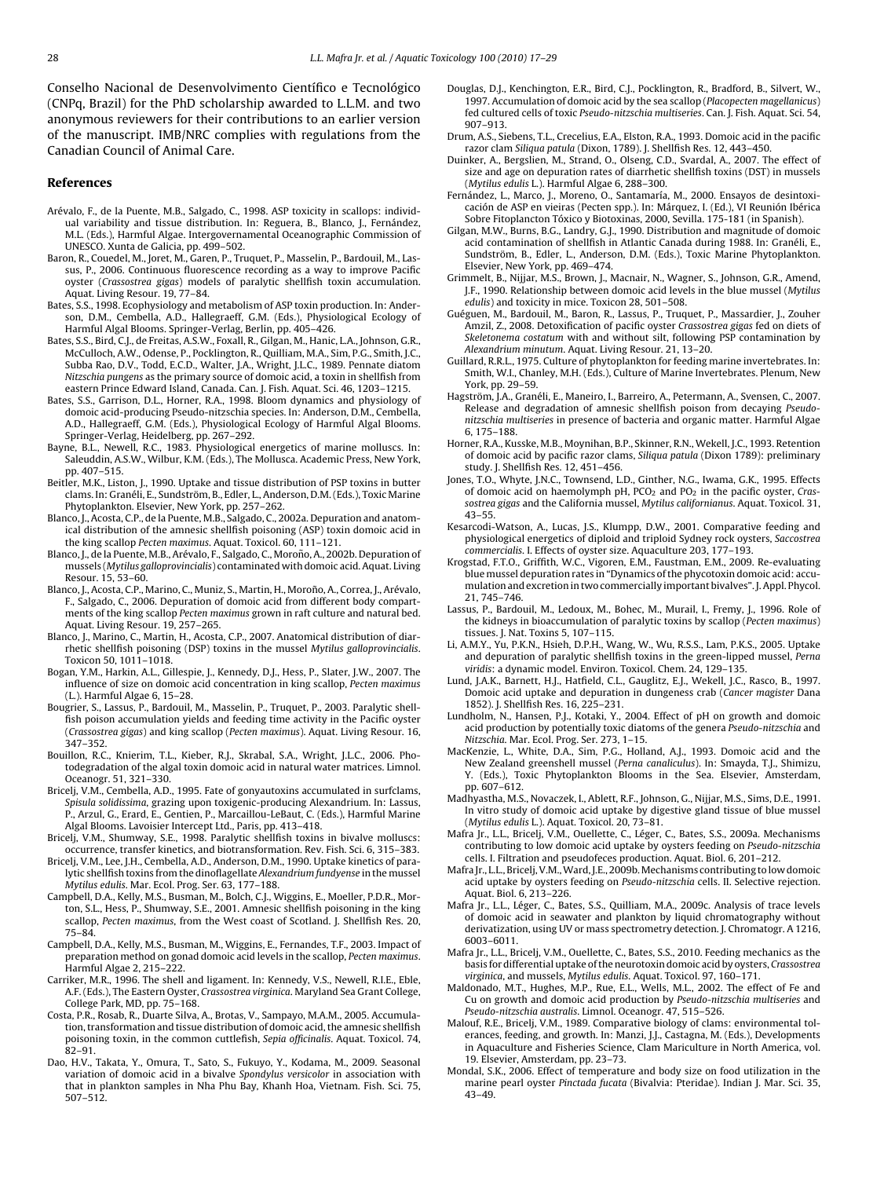Conselho Nacional de Desenvolvimento Científico e Tecnológico (CNPq, Brazil) for the PhD scholarship awarded to L.L.M. and two anonymous reviewers for their contributions to an earlier version of the manuscript. IMB/NRC complies with regulations from the Canadian Council of Animal Care.

## References

Arévalo, F., de la Puente, M.B., Salgado, C., 1998. ASP toxicity in scallops: individual variability and tissue distribution. In: Reguera, B., Blanco, J., Fernández, M.L. (Eds.), Harmful Algae. Intergovernmental Oceanographic Commission of UNESCO. Xunta de Galicia, pp. 499–502.

Baron, R., Couedel, M., Joret, M., Garen, P., Truquet, P., Masselin, P., Bardouil, M., Lassus, P., 2006. Continuous fluorescence recording as a way to improve Pacific oyster (*Crassostrea gigas*) models of paralytic shellfish toxin accumulation. Aquat. Living Resour. 19, 77–84.

Bates, S.S., 1998. Ecophysiology and metabolism of ASP toxin production. In: Anderson, D.M., Cembella, A.D., Hallegraeff, G.M. (Eds.), Physiological Ecology of Harmful Algal Blooms. Springer-Verlag, Berlin, pp. 405–426.

Bates, S.S., Bird, C.J., de Freitas, A.S.W., Foxall, R., Gilgan, M., Hanic, L.A., Johnson, G.R., McCulloch, A.W., Odense, P., Pocklington, R., Quilliam, M.A., Sim, P.G., Smith, J.C., Subba Rao, D.V., Todd, E.C.D., Walter, J.A., Wright, J.L.C., 1989. Pennate diatom *Nitzschia pungens* as the primary source of domoic acid, a toxin in shellfish from eastern Prince Edward Island, Canada. Can. J. Fish. Aquat. Sci. 46, 1203–1215.

Bates, S.S., Garrison, D.L., Horner, R.A., 1998. Bloom dynamics and physiology of domoic acid-producing Pseudo-nitzschia species. In: Anderson, D.M., Cembella, A.D., Hallegraeff, G.M. (Eds.), Physiological Ecology of Harmful Algal Blooms. Springer-Verlag, Heidelberg, pp. 267–292.

Bayne, B.L., Newell, R.C., 1983. Physiological energetics of marine molluscs. In: Saleuddin, A.S.W., Wilbur, K.M. (Eds.), The Mollusca. Academic Press, New York, pp. 407–515.

Beitler, M.K., Liston, J., 1990. Uptake and tissue distribution of PSP toxins in butter clams. In: Granéli, E., Sundström, B., Edler, L., Anderson, D.M. (Eds.), Toxic Marine Phytoplankton. Elsevier, New York, pp. 257–262.

Blanco, J., Acosta, C.P., de la Puente, M.B., Salgado, C., 2002a. Depuration and anatomical distribution of the amnesic shellfish poisoning (ASP) toxin domoic acid in the king scallop *Pecten maximus*. Aquat. Toxicol. 60, 111–121.

Blanco, J., de la Puente, M.B., Arévalo, F., Salgado, C., Moroño, A., 2002b. Depuration of mussels (*Mytilus galloprovincialis*) contaminated with domoic acid. Aquat. Living Resour. 15, 53–60.

Blanco, J., Acosta, C.P., Marino, C., Muniz, S., Martin, H., Moroño, A., Correa, J., Arévalo, F., Salgado, C., 2006. Depuration of domoic acid from different body compartments of the king scallop *Pecten maximus* grown in raft culture and natural bed. Aquat. Living Resour. 19, 257–265.

Blanco, J., Marino, C., Martin, H., Acosta, C.P., 2007. Anatomical distribution of diarrhetic shellfish poisoning (DSP) toxins in the mussel *Mytilus galloprovincialis*. Toxicon 50, 1011–1018.

Bogan, Y.M., Harkin, A.L., Gillespie, J., Kennedy, D.J., Hess, P., Slater, J.W., 2007. The influence of size on domoic acid concentration in king scallop, *Pecten maximus* (L.). Harmful Algae 6, 15–28.

Bougrier, S., Lassus, P., Bardouil, M., Masselin, P., Truquet, P., 2003. Paralytic shellfish poison accumulation yields and feeding time activity in the Pacific oyster (*Crassostrea gigas*) and king scallop (*Pecten maximus*). Aquat. Living Resour. 16, 347–352.

Bouillon, R.C., Knierim, T.L., Kieber, R.J., Skrabal, S.A., Wright, J.L.C., 2006. Photodegradation of the algal toxin domoic acid in natural water matrices. Limnol. Oceanogr. 51, 321–330.

Bricelj, V.M., Cembella, A.D., 1995. Fate of gonyautoxins accumulated in surfclams, *Spisula solidissima*, grazing upon toxigenic-producing Alexandrium. In: Lassus, P., Arzul, G., Erard, E., Gentien, P., Marcaillou-LeBaut, C. (Eds.), Harmful Marine Algal Blooms. Lavoisier Intercept Ltd., Paris, pp. 413–418.

Bricelj, V.M., Shumway, S.E., 1998. Paralytic shellfish toxins in bivalve molluscs: occurrence, transfer kinetics, and biotransformation. Rev. Fish. Sci. 6, 315–383.

Bricelj, V.M., Lee, J.H., Cembella, A.D., Anderson, D.M., 1990. Uptake kinetics of paralytic shellfish toxins from the dinoflagellate *Alexandrium fundyense* in the mussel *Mytilus edulis*. Mar. Ecol. Prog. Ser. 63, 177–188.

Campbell, D.A., Kelly, M.S., Busman, M., Bolch, C.J., Wiggins, E., Moeller, P.D.R., Morton, S.L., Hess, P., Shumway, S.E., 2001. Amnesic shellfish poisoning in the king scallop, *Pecten maximus*, from the West coast of Scotland. J. Shellfish Res. 20, 75–84.

Campbell, D.A., Kelly, M.S., Busman, M., Wiggins, E., Fernandes, T.F., 2003. Impact of preparation method on gonad domoic acid levels in the scallop, *Pecten maximus*. Harmful Algae 2, 215–222.

Carriker, M.R., 1996. The shell and ligament. In: Kennedy, V.S., Newell, R.I.E., Eble, A.F. (Eds.), The Eastern Oyster, *Crassostrea virginica*. Maryland Sea Grant College, College Park, MD, pp. 75–168.

Costa, P.R., Rosab, R., Duarte Silva, A., Brotas, V., Sampayo, M.A.M., 2005. Accumulation, transformation and tissue distribution of domoic acid, the amnesic shellfish poisoning toxin, in the common cuttlefish, *Sepia officinalis*. Aquat. Toxicol. 74, 82–91.

Dao, H.V., Takata, Y., Omura, T., Sato, S., Fukuyo, Y., Kodama, M., 2009. Seasonal variation of domoic acid in a bivalve *Spondylus versicolor* in association with that in plankton samples in Nha Phu Bay, Khanh Hoa, Vietnam. Fish. Sci. 75, 507–512.

Douglas, D.J., Kenchington, E.R., Bird, C.J., Pocklington, R., Bradford, B., Silvert, W., 1997. Accumulation of domoic acid by the sea scallop (*Placopecten magellanicus*) fed cultured cells of toxic *Pseudo-nitzschia multiseries*. Can. J. Fish. Aquat. Sci. 54, 907–913.

Drum, A.S., Siebens, T.L., Crecelius, E.A., Elston, R.A., 1993. Domoic acid in the pacific razor clam *Siliqua patula* (Dixon, 1789). J. Shellfish Res. 12, 443–450.

Duinker, A., Bergslien, M., Strand, O., Olseng, C.D., Svardal, A., 2007. The effect of size and age on depuration rates of diarrhetic shellfish toxins (DST) in mussels (*Mytilus edulis* L.). Harmful Algae 6, 288–300.

Fernández, L., Marco, J., Moreno, O., Santamaría, M., 2000. Ensayos de desintoxicación de ASP en vieiras (Pecten spp.). In: Márquez, I. (Ed.), VI Reunión Ibérica Sobre Fitoplancton Tóxico y Biotoxinas, 2000, Sevilla. 175-181 (in Spanish).

Gilgan, M.W., Burns, B.G., Landry, G.J., 1990. Distribution and magnitude of domoic acid contamination of shellfish in Atlantic Canada during 1988. In: Granéli, E., Sundström, B., Edler, L., Anderson, D.M. (Eds.), Toxic Marine Phytoplankton. Elsevier, New York, pp. 469–474.

Grimmelt, B., Nijjar, M.S., Brown, J., Macnair, N., Wagner, S., Johnson, G.R., Amend, J.F., 1990. Relationship between domoic acid levels in the blue mussel (*Mytilus edulis*) and toxicity in mice. Toxicon 28, 501–508.

Guéguen, M., Bardouil, M., Baron, R., Lassus, P., Truquet, P., Massardier, J., Zouher Amzil, Z., 2008. Detoxification of pacific oyster *Crassostrea gigas* fed on diets of *Skeletonema costatum* with and without silt, following PSP contamination by *Alexandrium minutum*. Aquat. Living Resour. 21, 13–20.

Guillard, R.R.L., 1975. Culture of phytoplankton for feeding marine invertebrates. In: Smith, W.I., Chanley, M.H. (Eds.), Culture of Marine Invertebrates. Plenum, New York, pp. 29–59.

Hagström, J.A., Granéli, E., Maneiro, I., Barreiro, A., Petermann, A., Svensen, C., 2007. Release and degradation of amnesic shellfish poison from decaying *Pseudo-nitzschia multiseries* in presence of bacteria and organic matter. Harmful Algae 6, 175–188.

Horner, R.A., Kusske, M.B., Moynihan, B.P., Skinner, R.N., Wekell, J.C., 1993. Retention of domoic acid by pacific razor clams, *Siliqua patula* (Dixon 1789): preliminary study. J. Shellfish Res. 12, 451–456.

Jones, T.O., Whyte, J.N.C., Townsend, L.D., Ginther, N.G., Iwama, G.K., 1995. Effects of domoic acid on haemolymph pH, $PCO_2$ and $PO_2$ in the pacific oyster, *Crassostrea gigas* and the California mussel, *Mytilus californianus*. Aquat. Toxicol. 31, 43–55.

Kesarcodi-Watson, A., Lucas, J.S., Klumpp, D.W., 2001. Comparative feeding and physiological energetics of diploid and triploid Sydney rock oysters, *Saccostrea commercialis*. I. Effects of oyster size. Aquaculture 203, 177–193.

Krogstad, F.T.O., Griffith, W.C., Vigoren, E.M., Faustman, E.M., 2009. Re-evaluating blue mussel depuration rates in "Dynamics of the phycotoxin domoic acid: accumulation and excretion in two commercially important bivalves". J. Appl. Phycol. 21, 745–746.

Lassus, P., Bardouil, M., Ledoux, M., Bohec, M., Murail, I., Fremy, J., 1996. Role of the kidneys in bioaccumulation of paralytic toxins by scallop (*Pecten maximus*) tissues. J. Nat. Toxins 5, 107–115.

Li, A.M.Y., Yu, P.K.N., Hsieh, D.P.H., Wang, W., Wu, R.S.S., Lam, P.K.S., 2005. Uptake and depuration of paralytic shellfish toxins in the green-lipped mussel, *Perna viridis*: a dynamic model. Environ. Toxicol. Chem. 24, 129–135.

Lund, J.A.K., Barnett, H.J., Hatfield, C.L., Gauglitz, E.J., Wekell, J.C., Rasco, B., 1997. Domoic acid uptake and depuration in dungeness crab (*Cancer magister* Dana 1852). J. Shellfish Res. 16, 225–231.

Lundholm, N., Hansen, P.J., Kotaki, Y., 2004. Effect of pH on growth and domoic acid production by potentially toxic diatoms of the genera *Pseudo-nitzschia* and *Nitzschia*. Mar. Ecol. Prog. Ser. 273, 1–15.

MacKenzie, L., White, D.A., Sim, P.G., Holland, A.J., 1993. Domoic acid and the New Zealand greenshell mussel (*Perna canaliculus*). In: Smayda, T.J., Shimizu, Y. (Eds.), Toxic Phytoplankton Blooms in the Sea. Elsevier, Amsterdam, pp. 607–612.

Madhyastha, M.S., Novaczek, I., Ablett, R.F., Johnson, G., Nijjar, M.S., Sims, D.E., 1991. In vitro study of domoic acid uptake by digestive gland tissue of blue mussel (*Mytilus edulis* L.). Aquat. Toxicol. 20, 73–81.

Mafra Jr., L.L., Bricelj, V.M., Ouellette, C., Léger, C., Bates, S.S., 2009a. Mechanisms contributing to low domoic acid uptake by oysters feeding on *Pseudo-nitzschia* cells. I. Filtration and pseudofeces production. Aquat. Biol. 6, 201–212.

Mafra Jr., L.L., Bricelj, V.M., Ward, J.E., 2009b. Mechanisms contributing to low domoic acid uptake by oysters feeding on *Pseudo-nitzschia* cells. II. Selective rejection. Aquat. Biol. 6, 213–226.

Mafra Jr., L.L., Léger, C., Bates, S.S., Quilliam, M.A., 2009c. Analysis of trace levels of domoic acid in seawater and plankton by liquid chromatography without derivatization, using UV or mass spectrometry detection. J. Chromatogr. A 1216, 6003–6011.

Mafra Jr., L.L., Bricelj, V.M., Ouellette, C., Bates, S.S., 2010. Feeding mechanics as the basis for differential uptake of the neurotoxin domoic acid by oysters, *Crassostrea virginica*, and mussels, *Mytilus edulis*. Aquat. Toxicol. 97, 160–171.

Maldonado, M.T., Hughes, M.P., Rue, E.L., Wells, M.L., 2002. The effect of Fe and Cu on growth and domoic acid production by *Pseudo-nitzschia multiseries* and *Pseudo-nitzschia australis*. Limnol. Oceanogr. 47, 515–526.

Malouf, R.E., Bricelj, V.M., 1989. Comparative biology of clams: environmental tolerances, feeding, and growth. In: Manzi, J.J., Castagna, M. (Eds.), Developments in Aquaculture and Fisheries Science, Clam Mariculture in North America, vol. 19. Elsevier, Amsterdam, pp. 23–73.

Mondal, S.K., 2006. Effect of temperature and body size on food utilization in the marine pearl oyster *Pinctada fucata* (Bivalvia: Pteridae). Indian J. Mar. Sci. 35, 43–49.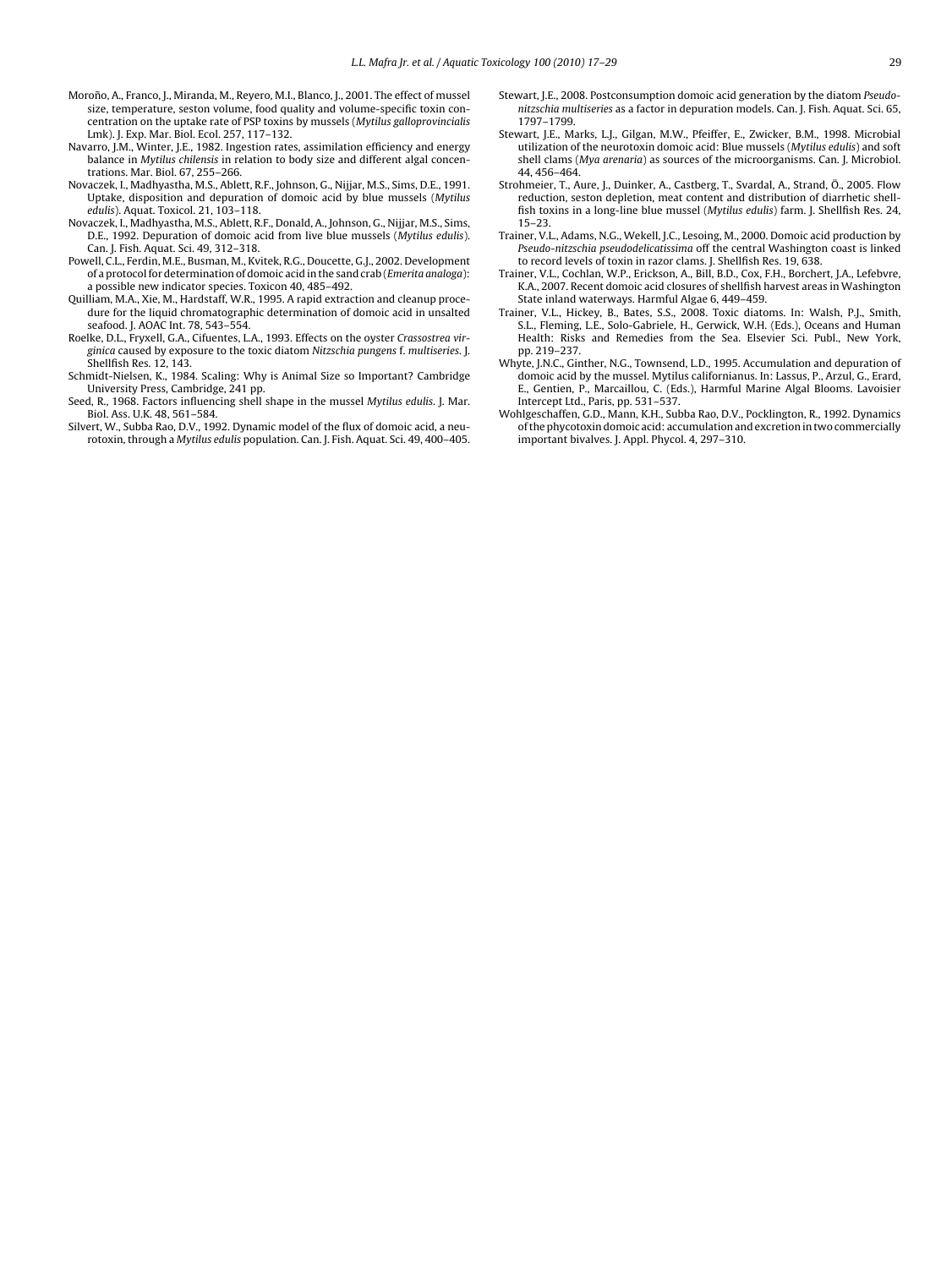Moroño, A., Franco, J., Miranda, M., Reyero, M.I., Blanco, J., 2001. The effect of mussel size, temperature, seston volume, food quality and volume-specific toxin concentration on the uptake rate of PSP toxins by mussels (*Mytilus galloprovincialis* Lmk). J. Exp. Mar. Biol. Ecol. 257, 117–132.

Navarro, J.M., Winter, J.E., 1982. Ingestion rates, assimilation efficiency and energy balance in *Mytilus chilensis* in relation to body size and different algal concentrations. Mar. Biol. 67, 255–266.

Novaczek, I., Madhyastha, M.S., Ablett, R.F., Johnson, G., Nijjar, M.S., Sims, D.E., 1991. Uptake, disposition and depuration of domoic acid by blue mussels (*Mytilus edulis*). Aquat. Toxicol. 21, 103–118.

Novaczek, I., Madhyastha, M.S., Ablett, R.F., Donald, A., Johnson, G., Nijjar, M.S., Sims, D.E., 1992. Depuration of domoic acid from live blue mussels (*Mytilus edulis*). Can. J. Fish. Aquat. Sci. 49, 312–318.

Powell, C.L., Ferdin, M.E., Busman, M., Kvitek, R.G., Doucette, G.J., 2002. Development of a protocol for determination of domoic acid in the sand crab (*Emerita analoga*): a possible new indicator species. Toxicon 40, 485–492.

Quilliam, M.A., Xie, M., Hardstaff, W.R., 1995. A rapid extraction and cleanup procedure for the liquid chromatographic determination of domoic acid in unsalted seafood. J. AOAC Int. 78, 543–554.

Roelke, D.L., Fryxell, G.A., Cifuentes, L.A., 1993. Effects on the oyster *Crassostrea virginica* caused by exposure to the toxic diatom *Nitzschia pungens* f. *multiseries*. J. Shellfish Res. 12, 143.

Schmidt-Nielsen, K., 1984. Scaling: Why is Animal Size so Important? Cambridge University Press, Cambridge, 241 pp.

Seed, R., 1968. Factors influencing shell shape in the mussel *Mytilus edulis*. J. Mar. Biol. Ass. U.K. 48, 561–584.

Silvert, W., Subba Rao, D.V., 1992. Dynamic model of the flux of domoic acid, a neurotoxin, through a *Mytilus edulis* population. Can. J. Fish. Aquat. Sci. 49, 400–405.

Stewart, J.E., 2008. Postconsumption domoic acid generation by the diatom *Pseudo-nitzschia multiseries* as a factor in depuration models. Can. J. Fish. Aquat. Sci. 65, 1797–1799.

Stewart, J.E., Marks, L.J., Gilgan, M.W., Pfeiffer, E., Zwicker, B.M., 1998. Microbial utilization of the neurotoxin domoic acid: Blue mussels (*Mytilus edulis*) and soft shell clams (*Mya arenaria*) as sources of the microorganisms. Can. J. Microbiol. 44, 456–464.

Strohmeier, T., Aure, J., Duinker, A., Castberg, T., Svardal, A., Strand, Ö., 2005. Flow reduction, seston depletion, meat content and distribution of diarrhetic shellfish toxins in a long-line blue mussel (*Mytilus edulis*) farm. J. Shellfish Res. 24, 15–23.

Trainer, V.L., Adams, N.G., Wekell, J.C., Lesoing, M., 2000. Domoic acid production by *Pseudo-nitzschia pseudodelicatissima* off the central Washington coast is linked to record levels of toxin in razor clams. J. Shellfish Res. 19, 638.

Trainer, V.L., Cochlan, W.P., Erickson, A., Bill, B.D., Cox, F.H., Borchert, J.A., Lefebvre, K.A., 2007. Recent domoic acid closures of shellfish harvest areas in Washington State inland waterways. Harmful Algae 6, 449–459.

Trainer, V.L., Hickey, B., Bates, S.S., 2008. Toxic diatoms. In: Walsh, P.J., Smith, S.L., Fleming, L.E., Solo-Gabriele, H., Gerwick, W.H. (Eds.), Oceans and Human Health: Risks and Remedies from the Sea. Elsevier Sci. Publ., New York, pp. 219–237.

Whyte, J.N.C., Ginther, N.G., Townsend, L.D., 1995. Accumulation and depuration of domoic acid by the mussel. Mytilus californianus. In: Lassus, P., Arzul, G., Erard, E., Gentien, P., Marcaillou, C. (Eds.), Harmful Marine Algal Blooms. Lavoisier Intercept Ltd., Paris, pp. 531–537.

Wohlgeschaffen, G.D., Mann, K.H., Subba Rao, D.V., Pocklington, R., 1992. Dynamics of the phycotoxin domoic acid: accumulation and excretion in two commercially important bivalves. J. Appl. Phycol. 4, 297–310.